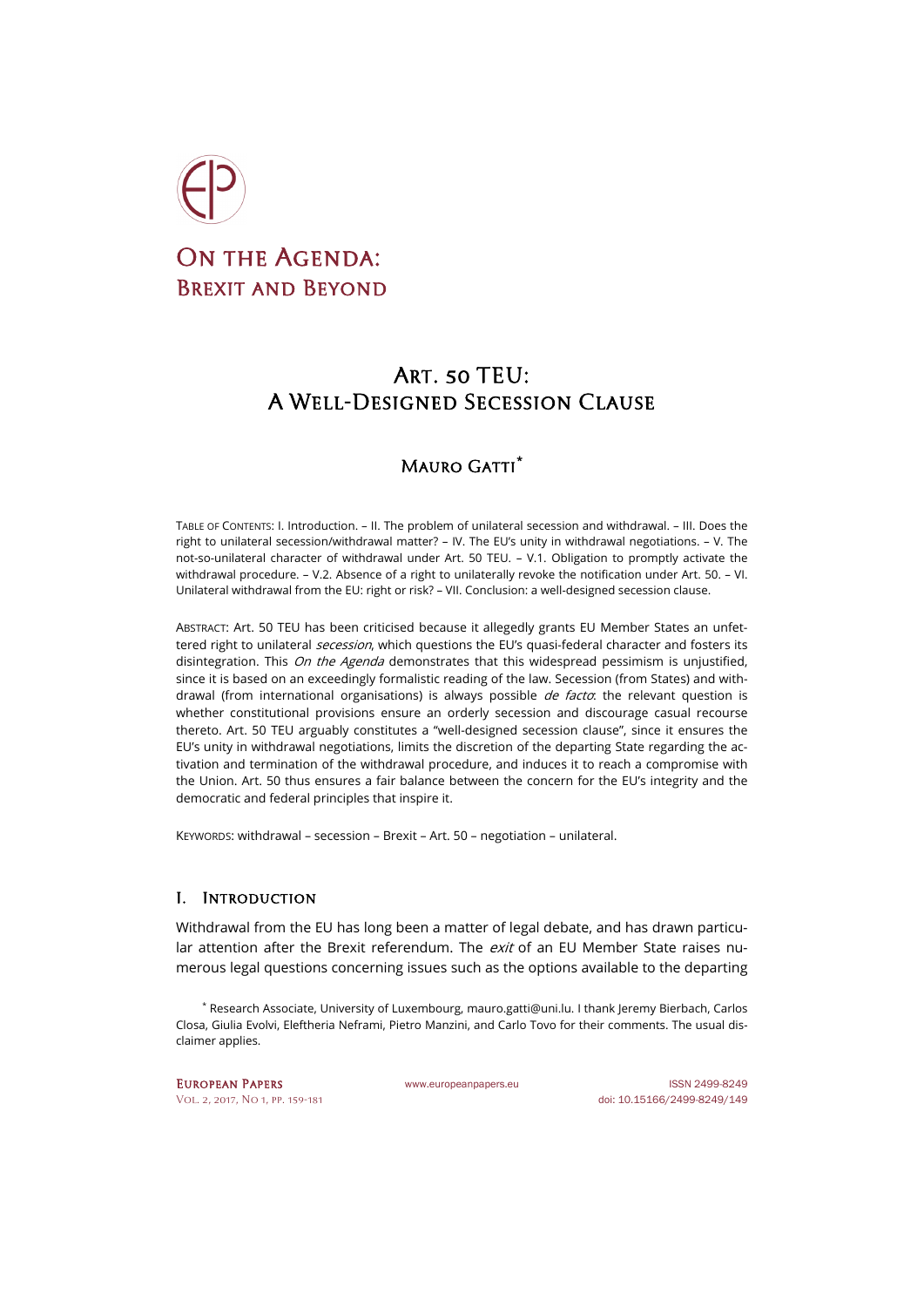# On the Agenda: Brexit and Beyond

## Art. 50 TEU: A Well-Designed Secession Clause

### Mauro Gatti*

TABLE OF CONTENTS: I. Introduction. – II. The problem of unilateral secession and withdrawal. – III. Does the right to unilateral secession/withdrawal matter? – IV. The EU's unity in withdrawal negotiations. – V. The not-so-unilateral character of withdrawal under Art. 50 TEU. – V.1. Obligation to promptly activate the withdrawal procedure. – V.2. Absence of a right to unilaterally revoke the notification under Art. 50. – VI. Unilateral withdrawal from the EU: right or risk? – VII. Conclusion: a well-designed secession clause.

ABSTRACT: Art. 50 TEU has been criticised because it allegedly grants EU Member States an unfettered right to unilateral *secession*, which questions the EU's quasi-federal character and fosters its disintegration. This *On the Agenda* demonstrates that this widespread pessimism is unjustified, since it is based on an exceedingly formalistic reading of the law. Secession (from States) and withdrawal (from international organisations) is always possible *de facto*: the relevant question is whether constitutional provisions ensure an orderly secession and discourage casual recourse thereto. Art. 50 TEU arguably constitutes a "well-designed secession clause", since it ensures the EU's unity in withdrawal negotiations, limits the discretion of the departing State regarding the activation and termination of the withdrawal procedure, and induces it to reach a compromise with the Union. Art. 50 thus ensures a fair balance between the concern for the EU's integrity and the democratic and federal principles that inspire it.

KEYWORDS: withdrawal – secession – Brexit – Art. 50 – negotiation – unilateral.

## I. Introduction

Withdrawal from the EU has long been a matter of legal debate, and has drawn particular attention after the Brexit referendum. The *exit* of an EU Member State raises numerous legal questions concerning issues such as the options available to the departing

\* Research Associate, University of Luxembourg, mauro.gatti@uni.lu. I thank Jeremy Bierbach, Carlos Closa, Giulia Evolvi, Eleftheria Neframi, Pietro Manzini, and Carlo Tovo for their comments. The usual disclaimer applies.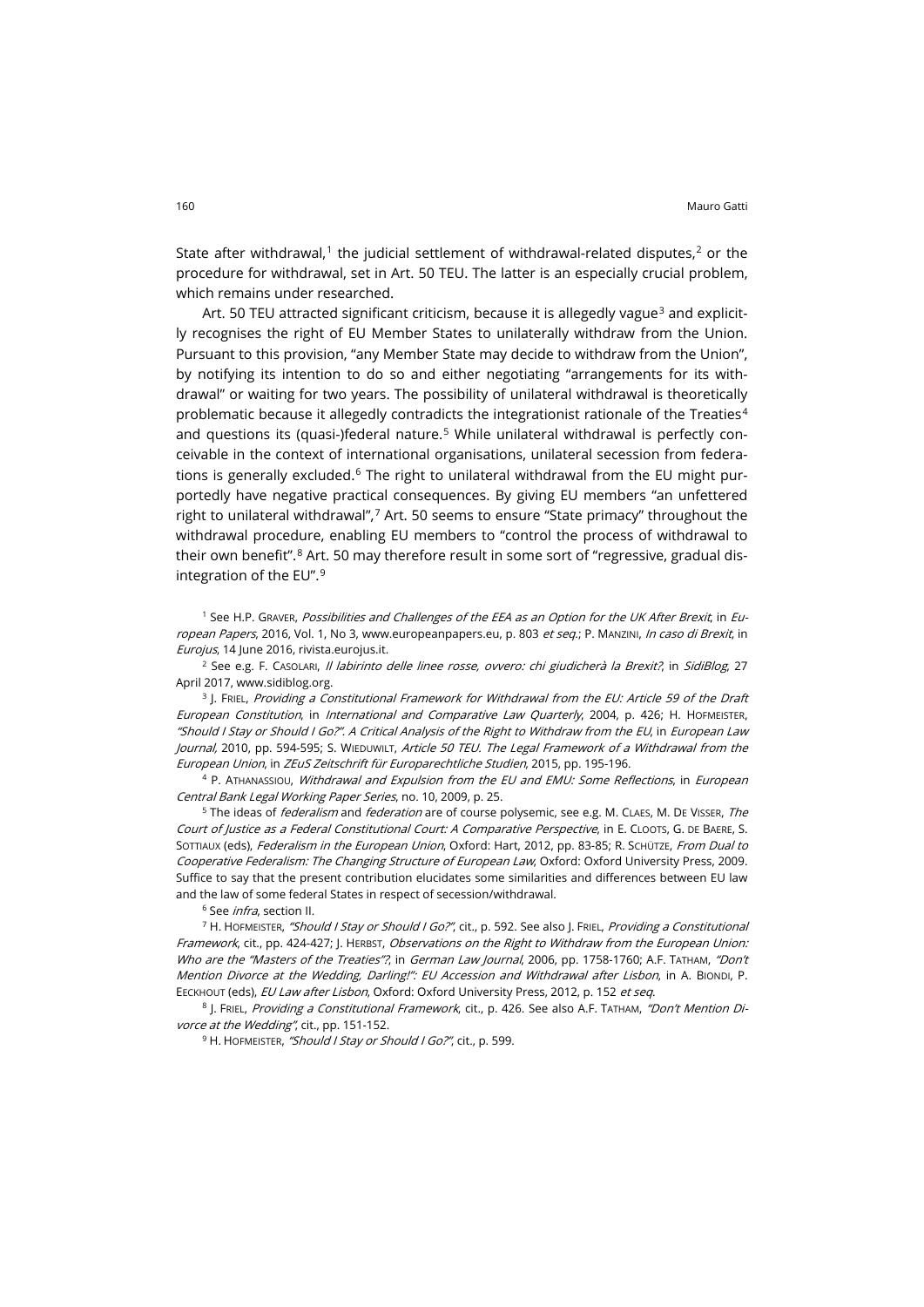State after withdrawal,[1] the judicial settlement of withdrawal-related disputes,[2] or the procedure for withdrawal, set in Art. 50 TEU. The latter is an especially crucial problem, which remains under researched.

Art. 50 TEU attracted significant criticism, because it is allegedly vague[3] and explicitly recognises the right of EU Member States to unilaterally withdraw from the Union. Pursuant to this provision, "any Member State may decide to withdraw from the Union", by notifying its intention to do so and either negotiating "arrangements for its withdrawal" or waiting for two years. The possibility of unilateral withdrawal is theoretically problematic because it allegedly contradicts the integrationist rationale of the Treaties[4] and questions its (quasi-)federal nature.[5] While unilateral withdrawal is perfectly conceivable in the context of international organisations, unilateral secession from federations is generally excluded.[6] The right to unilateral withdrawal from the EU might purportedly have negative practical consequences. By giving EU members "an unfettered right to unilateral withdrawal",[7] Art. 50 seems to ensure "State primacy" throughout the withdrawal procedure, enabling EU members to "control the process of withdrawal to their own benefit".[8] Art. 50 may therefore result in some sort of "regressive, gradual disintegration of the EU".[9]

[1] See H.P. GRAVER, *Possibilities and Challenges of the EEA as an Option for the UK After Brexit*, in *European Papers*, 2016, Vol. 1, No 3, www.europeanpapers.eu, p. 803 *et seq.*; P. MANZINI, *In caso di Brexit*, in *Eurojus*, 14 June 2016, rivista.eurojus.it.

[2] See e.g. F. CASOLARI, *Il labirinto delle linee rosse, ovvero: chi giudicherà la Brexit?*, in *SidiBlog*, 27 April 2017, www.sidiblog.org.

[3] J. FRIEL, *Providing a Constitutional Framework for Withdrawal from the EU: Article 59 of the Draft European Constitution*, in *International and Comparative Law Quarterly*, 2004, p. 426; H. HOFMEISTER, *"Should I Stay or Should I Go?". A Critical Analysis of the Right to Withdraw from the EU*, in *European Law Journal*, 2010, pp. 594-595; S. WIEDUWILT, *Article 50 TEU. The Legal Framework of a Withdrawal from the European Union*, in *ZEuS Zeitschrift für Europarechtliche Studien*, 2015, pp. 195-196.

[4] P. ATHANASSIOU, *Withdrawal and Expulsion from the EU and EMU: Some Reflections*, in *European Central Bank Legal Working Paper Series*, no. 10, 2009, p. 25.

[5] The ideas of *federalism* and *federation* are of course polysemic, see e.g. M. CLAES, M. DE VISSER, *The Court of Justice as a Federal Constitutional Court: A Comparative Perspective*, in E. CLOOTS, G. DE BAERE, S. SOTTIAUX (eds), *Federalism in the European Union*, Oxford: Hart, 2012, pp. 83-85; R. SCHÜTZE, *From Dual to Cooperative Federalism: The Changing Structure of European Law*, Oxford: Oxford University Press, 2009. Suffice to say that the present contribution elucidates some similarities and differences between EU law and the law of some federal States in respect of secession/withdrawal.

[6] See *infra*, section II.

[7] H. HOFMEISTER, *"Should I Stay or Should I Go?"*, cit., p. 592. See also J. FRIEL, *Providing a Constitutional Framework*, cit., pp. 424-427; J. HERBST, *Observations on the Right to Withdraw from the European Union: Who are the "Masters of the Treaties"?*, in *German Law Journal*, 2006, pp. 1758-1760; A.F. TATHAM, *"Don't Mention Divorce at the Wedding, Darling!": EU Accession and Withdrawal after Lisbon*, in A. BIONDI, P. EECKHOUT (eds), *EU Law after Lisbon*, Oxford: Oxford University Press, 2012, p. 152 *et seq.*

[8] J. FRIEL, *Providing a Constitutional Framework*, cit., p. 426. See also A.F. TATHAM, *"Don't Mention Divorce at the Wedding"*, cit., pp. 151-152.

[9] H. HOFMEISTER, *"Should I Stay or Should I Go?"*, cit., p. 599.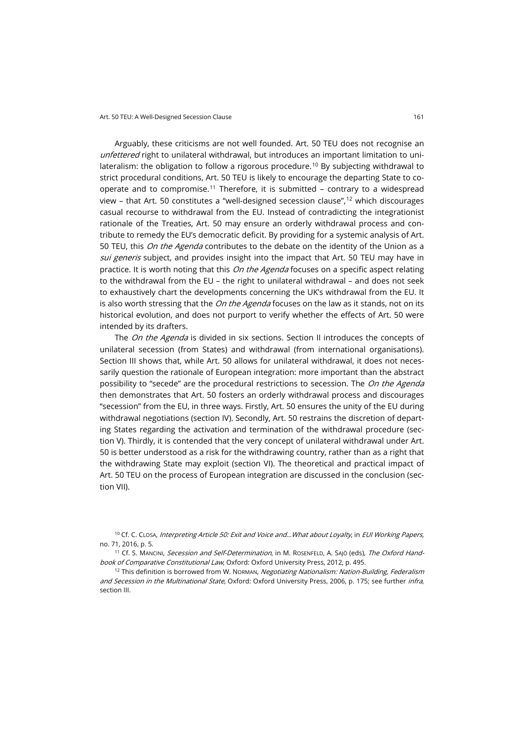Arguably, these criticisms are not well founded. Art. 50 TEU does not recognise an *unfettered* right to unilateral withdrawal, but introduces an important limitation to unilateralism: the obligation to follow a rigorous procedure.[10] By subjecting withdrawal to strict procedural conditions, Art. 50 TEU is likely to encourage the departing State to cooperate and to compromise.[11] Therefore, it is submitted – contrary to a widespread view – that Art. 50 constitutes a "well-designed secession clause",[12] which discourages casual recourse to withdrawal from the EU. Instead of contradicting the integrationist rationale of the Treaties, Art. 50 may ensure an orderly withdrawal process and contribute to remedy the EU's democratic deficit. By providing for a systemic analysis of Art. 50 TEU, this *On the Agenda* contributes to the debate on the identity of the Union as a *sui generis* subject, and provides insight into the impact that Art. 50 TEU may have in practice. It is worth noting that this *On the Agenda* focuses on a specific aspect relating to the withdrawal from the EU – the right to unilateral withdrawal – and does not seek to exhaustively chart the developments concerning the UK's withdrawal from the EU. It is also worth stressing that the *On the Agenda* focuses on the law as it stands, not on its historical evolution, and does not purport to verify whether the effects of Art. 50 were intended by its drafters.

The *On the Agenda* is divided in six sections. Section II introduces the concepts of unilateral secession (from States) and withdrawal (from international organisations). Section III shows that, while Art. 50 allows for unilateral withdrawal, it does not necessarily question the rationale of European integration: more important than the abstract possibility to "secede" are the procedural restrictions to secession. The *On the Agenda* then demonstrates that Art. 50 fosters an orderly withdrawal process and discourages "secession" from the EU, in three ways. Firstly, Art. 50 ensures the unity of the EU during withdrawal negotiations (section IV). Secondly, Art. 50 restrains the discretion of departing States regarding the activation and termination of the withdrawal procedure (section V). Thirdly, it is contended that the very concept of unilateral withdrawal under Art. 50 is better understood as a risk for the withdrawing country, rather than as a right that the withdrawing State may exploit (section VI). The theoretical and practical impact of Art. 50 TEU on the process of European integration are discussed in the conclusion (section VII).

[10] Cf. C. Closa, *Interpreting Article 50: Exit and Voice and…What about Loyalty*, in *EUI Working Papers*, no. 71, 2016, p. 5.

[11] Cf. S. Mancini, *Secession and Self-Determination*, in M. Rosenfeld, A. Sajò (eds), *The Oxford Handbook of Comparative Constitutional Law*, Oxford: Oxford University Press, 2012, p. 495.

[12] This definition is borrowed from W. Norman, *Negotiating Nationalism: Nation-Building, Federalism and Secession in the Multinational State*, Oxford: Oxford University Press, 2006, p. 175; see further *infra*, section III.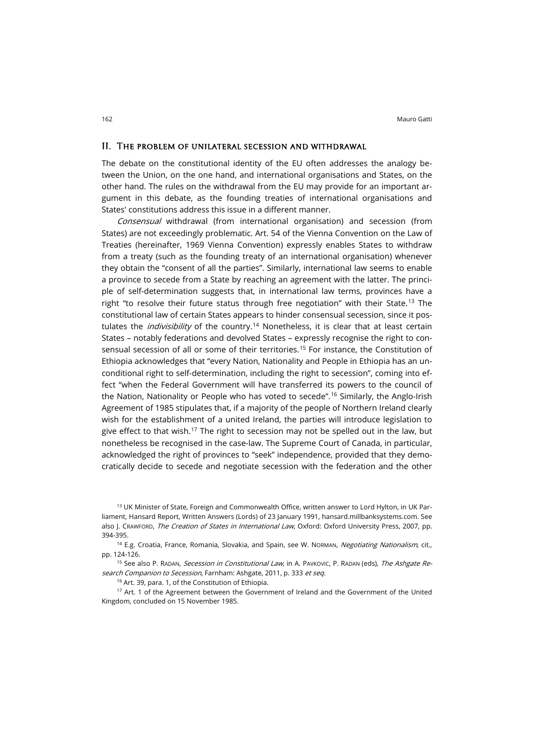## II. The problem of unilateral secession and withdrawal

The debate on the constitutional identity of the EU often addresses the analogy between the Union, on the one hand, and international organisations and States, on the other hand. The rules on the withdrawal from the EU may provide for an important argument in this debate, as the founding treaties of international organisations and States' constitutions address this issue in a different manner.

*Consensual* withdrawal (from international organisation) and secession (from States) are not exceedingly problematic. Art. 54 of the Vienna Convention on the Law of Treaties (hereinafter, 1969 Vienna Convention) expressly enables States to withdraw from a treaty (such as the founding treaty of an international organisation) whenever they obtain the "consent of all the parties". Similarly, international law seems to enable a province to secede from a State by reaching an agreement with the latter. The principle of self-determination suggests that, in international law terms, provinces have a right "to resolve their future status through free negotiation" with their State.[13] The constitutional law of certain States appears to hinder consensual secession, since it postulates the *indivisibility* of the country.[14] Nonetheless, it is clear that at least certain States – notably federations and devolved States – expressly recognise the right to consensual secession of all or some of their territories.[15] For instance, the Constitution of Ethiopia acknowledges that "every Nation, Nationality and People in Ethiopia has an unconditional right to self-determination, including the right to secession", coming into effect "when the Federal Government will have transferred its powers to the council of the Nation, Nationality or People who has voted to secede".[16] Similarly, the Anglo-Irish Agreement of 1985 stipulates that, if a majority of the people of Northern Ireland clearly wish for the establishment of a united Ireland, the parties will introduce legislation to give effect to that wish.[17] The right to secession may not be spelled out in the law, but nonetheless be recognised in the case-law. The Supreme Court of Canada, in particular, acknowledged the right of provinces to "seek" independence, provided that they democratically decide to secede and negotiate secession with the federation and the other

[13] UK Minister of State, Foreign and Commonwealth Office, written answer to Lord Hylton, in UK Parliament, Hansard Report, Written Answers (Lords) of 23 January 1991, hansard.millbanksystems.com. See also J. Crawford, *The Creation of States in International Law*, Oxford: Oxford University Press, 2007, pp. 394-395.

[14] E.g. Croatia, France, Romania, Slovakia, and Spain, see W. Norman, *Negotiating Nationalism*, cit., pp. 124-126.

[15] See also P. Radan, *Secession in Constitutional Law*, in A. Pavkovic, P. Radan (eds), *The Ashgate Research Companion to Secession*, Farnham: Ashgate, 2011, p. 333 *et seq*.

[16] Art. 39, para. 1, of the Constitution of Ethiopia.

[17] Art. 1 of the Agreement between the Government of Ireland and the Government of the United Kingdom, concluded on 15 November 1985.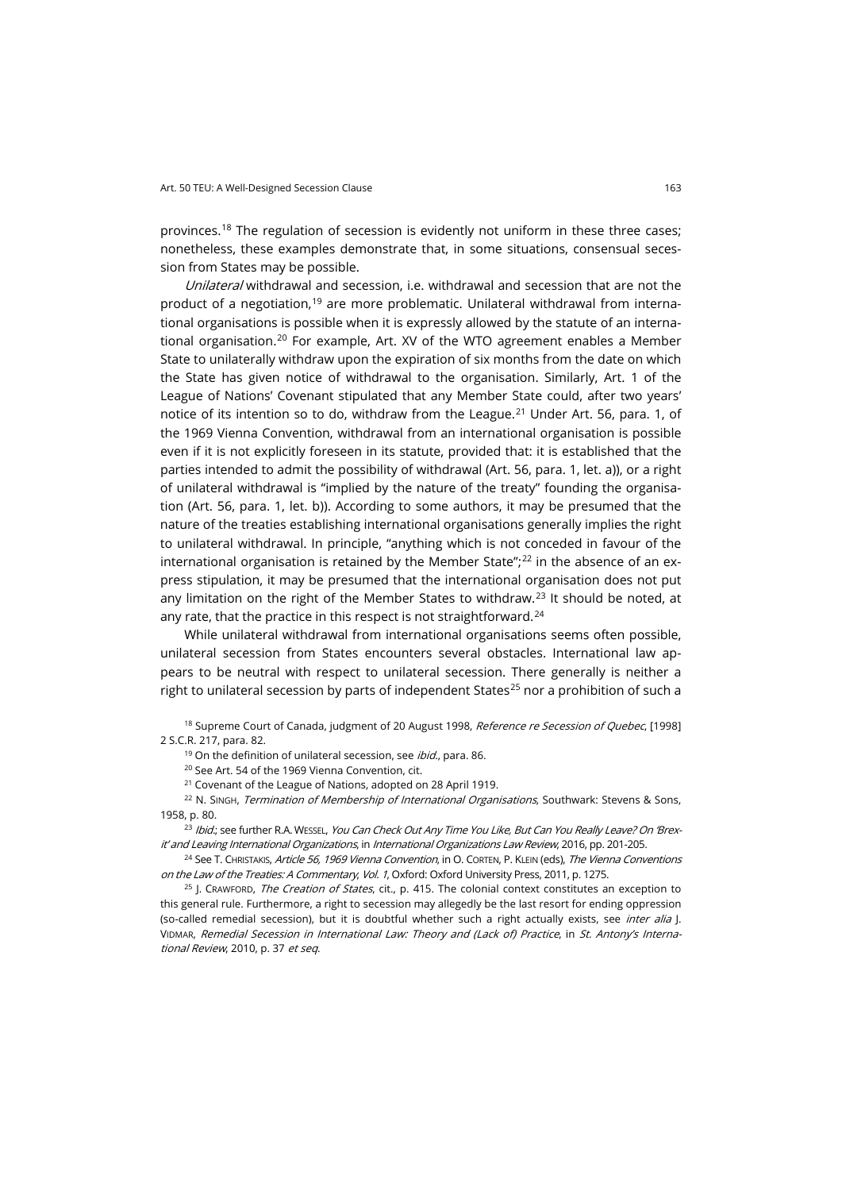provinces.[18] The regulation of secession is evidently not uniform in these three cases; nonetheless, these examples demonstrate that, in some situations, consensual secession from States may be possible.

*Unilateral* withdrawal and secession, i.e. withdrawal and secession that are not the product of a negotiation,[19] are more problematic. Unilateral withdrawal from international organisations is possible when it is expressly allowed by the statute of an international organisation.[20] For example, Art. XV of the WTO agreement enables a Member State to unilaterally withdraw upon the expiration of six months from the date on which the State has given notice of withdrawal to the organisation. Similarly, Art. 1 of the League of Nations' Covenant stipulated that any Member State could, after two years' notice of its intention so to do, withdraw from the League.[21] Under Art. 56, para. 1, of the 1969 Vienna Convention, withdrawal from an international organisation is possible even if it is not explicitly foreseen in its statute, provided that: it is established that the parties intended to admit the possibility of withdrawal (Art. 56, para. 1, let. a)), or a right of unilateral withdrawal is "implied by the nature of the treaty" founding the organisation (Art. 56, para. 1, let. b)). According to some authors, it may be presumed that the nature of the treaties establishing international organisations generally implies the right to unilateral withdrawal. In principle, "anything which is not conceded in favour of the international organisation is retained by the Member State";[22] in the absence of an express stipulation, it may be presumed that the international organisation does not put any limitation on the right of the Member States to withdraw.[23] It should be noted, at any rate, that the practice in this respect is not straightforward.[24]

While unilateral withdrawal from international organisations seems often possible, unilateral secession from States encounters several obstacles. International law appears to be neutral with respect to unilateral secession. There generally is neither a right to unilateral secession by parts of independent States[25] nor a prohibition of such a

[18] Supreme Court of Canada, judgment of 20 August 1998, *Reference re Secession of Quebec*, [1998] 2 S.C.R. 217, para. 82.

[19] On the definition of unilateral secession, see *ibid.*, para. 86.

[20] See Art. 54 of the 1969 Vienna Convention, cit.

[21] Covenant of the League of Nations, adopted on 28 April 1919.

[22] N. SINGH, *Termination of Membership of International Organisations*, Southwark: Stevens & Sons, 1958, p. 80.

[23] *Ibid.*; see further R.A. WESSEL, *You Can Check Out Any Time You Like, But Can You Really Leave? On 'Brexit' and Leaving International Organizations*, in *International Organizations Law Review*, 2016, pp. 201-205.

[24] See T. CHRISTAKIS, *Article 56, 1969 Vienna Convention*, in O. CORTEN, P. KLEIN (eds), *The Vienna Conventions on the Law of the Treaties: A Commentary, Vol. 1*, Oxford: Oxford University Press, 2011, p. 1275.

[25] J. CRAWFORD, *The Creation of States*, cit., p. 415. The colonial context constitutes an exception to this general rule. Furthermore, a right to secession may allegedly be the last resort for ending oppression (so-called remedial secession), but it is doubtful whether such a right actually exists, see *inter alia* J. VIDMAR, *Remedial Secession in International Law: Theory and (Lack of) Practice*, in *St. Antony's International Review*, 2010, p. 37 *et seq*.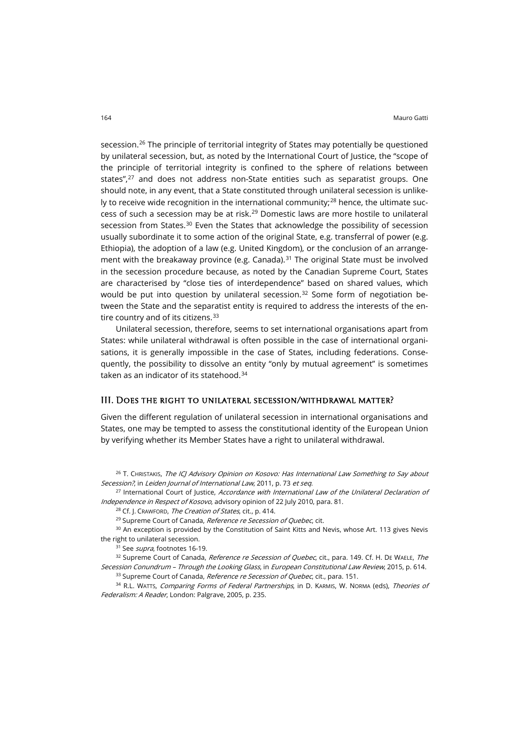secession.[26] The principle of territorial integrity of States may potentially be questioned by unilateral secession, but, as noted by the International Court of Justice, the "scope of the principle of territorial integrity is confined to the sphere of relations between states",[27] and does not address non-State entities such as separatist groups. One should note, in any event, that a State constituted through unilateral secession is unlikely to receive wide recognition in the international community;[28] hence, the ultimate success of such a secession may be at risk.[29] Domestic laws are more hostile to unilateral secession from States.[30] Even the States that acknowledge the possibility of secession usually subordinate it to some action of the original State, e.g. transferral of power (e.g. Ethiopia), the adoption of a law (e.g. United Kingdom), or the conclusion of an arrangement with the breakaway province (e.g. Canada).[31] The original State must be involved in the secession procedure because, as noted by the Canadian Supreme Court, States are characterised by "close ties of interdependence" based on shared values, which would be put into question by unilateral secession.[32] Some form of negotiation between the State and the separatist entity is required to address the interests of the entire country and of its citizens.[33]

Unilateral secession, therefore, seems to set international organisations apart from States: while unilateral withdrawal is often possible in the case of international organisations, it is generally impossible in the case of States, including federations. Consequently, the possibility to dissolve an entity "only by mutual agreement" is sometimes taken as an indicator of its statehood.[34]

## III. Does the right to unilateral secession/withdrawal matter?

Given the different regulation of unilateral secession in international organisations and States, one may be tempted to assess the constitutional identity of the European Union by verifying whether its Member States have a right to unilateral withdrawal.

[26] T. Christakis, *The ICJ Advisory Opinion on Kosovo: Has International Law Something to Say about Secession?*, in *Leiden Journal of International Law*, 2011, p. 73 *et seq*.

[27] International Court of Justice, *Accordance with International Law of the Unilateral Declaration of Independence in Respect of Kosovo*, advisory opinion of 22 July 2010, para. 81.

[28] Cf. J. Crawford, *The Creation of States*, cit., p. 414.

[29] Supreme Court of Canada, *Reference re Secession of Quebec*, cit.

[30] An exception is provided by the Constitution of Saint Kitts and Nevis, whose Art. 113 gives Nevis the right to unilateral secession.

[31] See *supra*, footnotes 16-19.

[32] Supreme Court of Canada, *Reference re Secession of Quebec*, cit., para. 149. Cf. H. De Waele, *The Secession Conundrum – Through the Looking Glass*, in *European Constitutional Law Review*, 2015, p. 614.

[33] Supreme Court of Canada, *Reference re Secession of Quebec*, cit., para. 151.

[34] R.L. Watts, *Comparing Forms of Federal Partnerships*, in D. Karmis, W. Norma (eds), *Theories of Federalism: A Reader*, London: Palgrave, 2005, p. 235.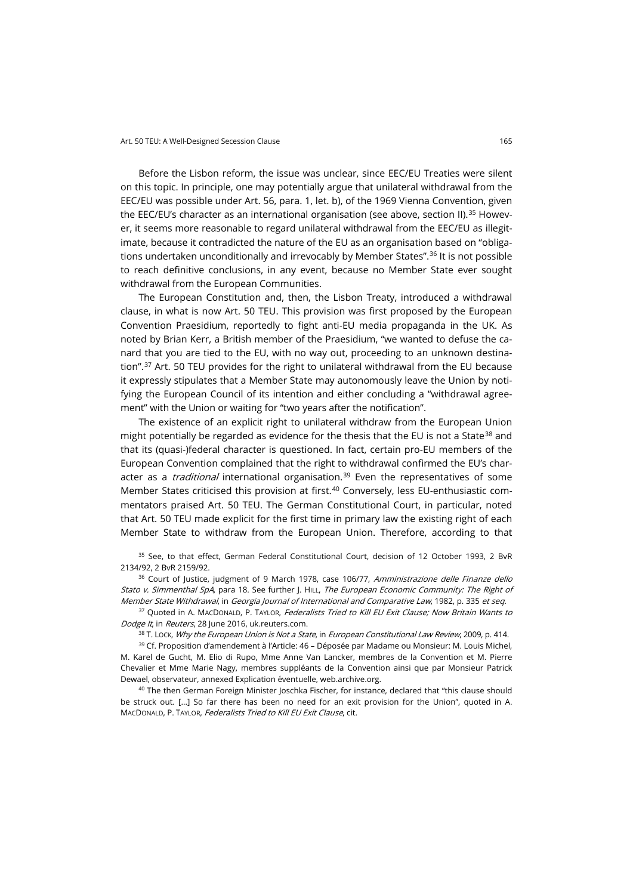Before the Lisbon reform, the issue was unclear, since EEC/EU Treaties were silent on this topic. In principle, one may potentially argue that unilateral withdrawal from the EEC/EU was possible under Art. 56, para. 1, let. b), of the 1969 Vienna Convention, given the EEC/EU's character as an international organisation (see above, section II).[35] However, it seems more reasonable to regard unilateral withdrawal from the EEC/EU as illegitimate, because it contradicted the nature of the EU as an organisation based on "obligations undertaken unconditionally and irrevocably by Member States".[36] It is not possible to reach definitive conclusions, in any event, because no Member State ever sought withdrawal from the European Communities.

The European Constitution and, then, the Lisbon Treaty, introduced a withdrawal clause, in what is now Art. 50 TEU. This provision was first proposed by the European Convention Praesidium, reportedly to fight anti-EU media propaganda in the UK. As noted by Brian Kerr, a British member of the Praesidium, "we wanted to defuse the canard that you are tied to the EU, with no way out, proceeding to an unknown destination".[37] Art. 50 TEU provides for the right to unilateral withdrawal from the EU because it expressly stipulates that a Member State may autonomously leave the Union by notifying the European Council of its intention and either concluding a "withdrawal agreement" with the Union or waiting for "two years after the notification".

The existence of an explicit right to unilateral withdraw from the European Union might potentially be regarded as evidence for the thesis that the EU is not a State[38] and that its (quasi-)federal character is questioned. In fact, certain pro-EU members of the European Convention complained that the right to withdrawal confirmed the EU's character as a *traditional* international organisation.[39] Even the representatives of some Member States criticised this provision at first.[40] Conversely, less EU-enthusiastic commentators praised Art. 50 TEU. The German Constitutional Court, in particular, noted that Art. 50 TEU made explicit for the first time in primary law the existing right of each Member State to withdraw from the European Union. Therefore, according to that

[35] See, to that effect, German Federal Constitutional Court, decision of 12 October 1993, 2 BvR 2134/92, 2 BvR 2159/92.

[36] Court of Justice, judgment of 9 March 1978, case 106/77, *Amministrazione delle Finanze dello Stato v. Simmenthal SpA*, para 18. See further J. Hill, *The European Economic Community: The Right of Member State Withdrawal*, in *Georgia Journal of International and Comparative Law*, 1982, p. 335 *et seq.*

[37] Quoted in A. MacDonald, P. Taylor, *Federalists Tried to Kill EU Exit Clause; Now Britain Wants to Dodge It*, in *Reuters*, 28 June 2016, uk.reuters.com.

[38] T. Lock, *Why the European Union is Not a State*, in *European Constitutional Law Review*, 2009, p. 414.

[39] Cf. Proposition d'amendement à l'Article: 46 – Déposée par Madame ou Monsieur: M. Louis Michel, M. Karel de Gucht, M. Elio di Rupo, Mme Anne Van Lancker, membres de la Convention et M. Pierre Chevalier et Mme Marie Nagy, membres suppléants de la Convention ainsi que par Monsieur Patrick Dewael, observateur, annexed Explication éventuelle, web.archive.org.

[40] The then German Foreign Minister Joschka Fischer, for instance, declared that "this clause should be struck out. […] So far there has been no need for an exit provision for the Union", quoted in A. MacDonald, P. Taylor, *Federalists Tried to Kill EU Exit Clause*, cit.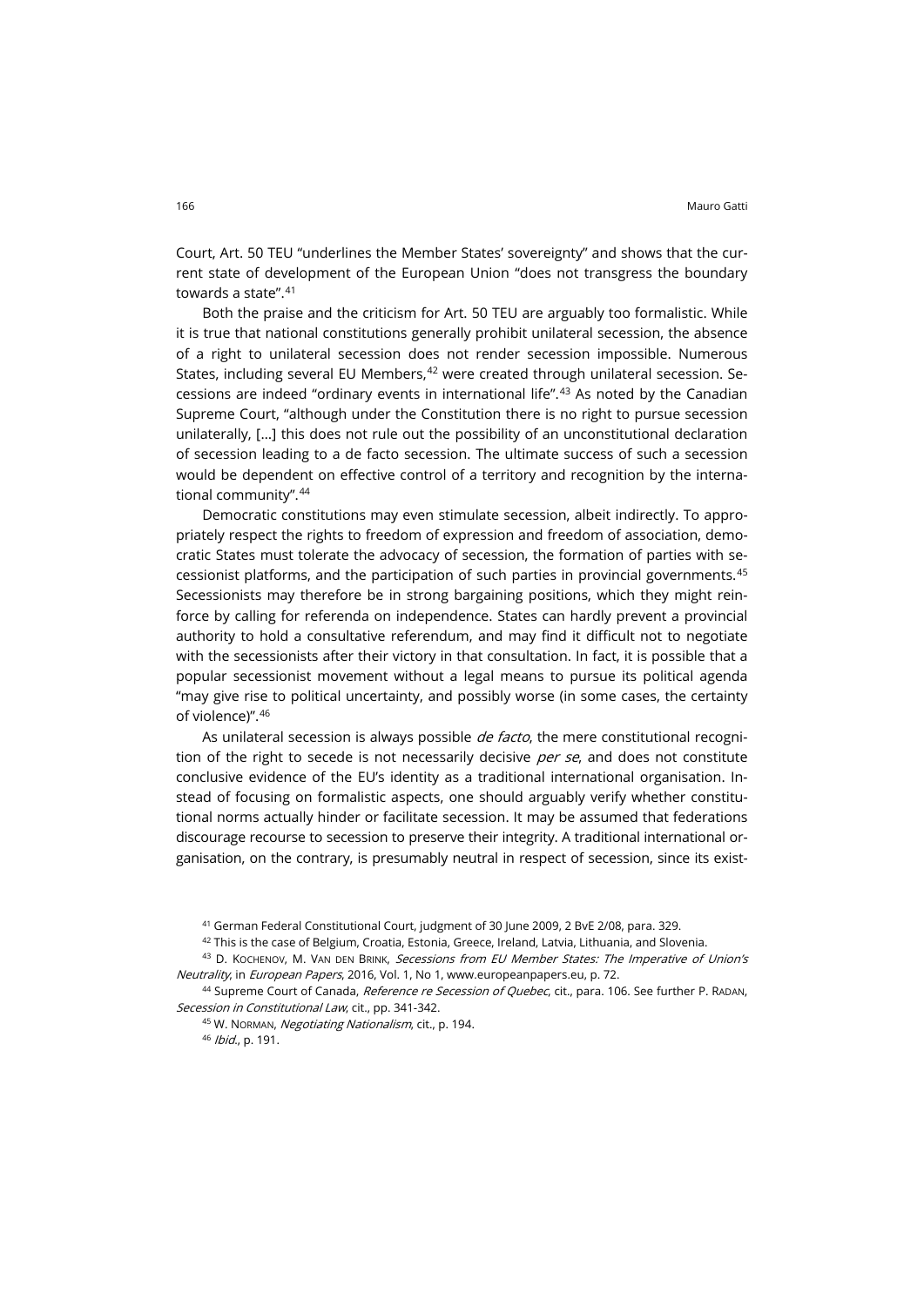Court, Art. 50 TEU "underlines the Member States' sovereignty" and shows that the current state of development of the European Union "does not transgress the boundary towards a state".[41]

Both the praise and the criticism for Art. 50 TEU are arguably too formalistic. While it is true that national constitutions generally prohibit unilateral secession, the absence of a right to unilateral secession does not render secession impossible. Numerous States, including several EU Members,[42] were created through unilateral secession. Secessions are indeed "ordinary events in international life".[43] As noted by the Canadian Supreme Court, "although under the Constitution there is no right to pursue secession unilaterally, […] this does not rule out the possibility of an unconstitutional declaration of secession leading to a de facto secession. The ultimate success of such a secession would be dependent on effective control of a territory and recognition by the international community".[44]

Democratic constitutions may even stimulate secession, albeit indirectly. To appropriately respect the rights to freedom of expression and freedom of association, democratic States must tolerate the advocacy of secession, the formation of parties with secessionist platforms, and the participation of such parties in provincial governments.[45] Secessionists may therefore be in strong bargaining positions, which they might reinforce by calling for referenda on independence. States can hardly prevent a provincial authority to hold a consultative referendum, and may find it difficult not to negotiate with the secessionists after their victory in that consultation. In fact, it is possible that a popular secessionist movement without a legal means to pursue its political agenda "may give rise to political uncertainty, and possibly worse (in some cases, the certainty of violence)".[46]

As unilateral secession is always possible *de facto*, the mere constitutional recognition of the right to secede is not necessarily decisive *per se*, and does not constitute conclusive evidence of the EU's identity as a traditional international organisation. Instead of focusing on formalistic aspects, one should arguably verify whether constitutional norms actually hinder or facilitate secession. It may be assumed that federations discourage recourse to secession to preserve their integrity. A traditional international organisation, on the contrary, is presumably neutral in respect of secession, since its exist-

[41] German Federal Constitutional Court, judgment of 30 June 2009, 2 BvE 2/08, para. 329.

[42] This is the case of Belgium, Croatia, Estonia, Greece, Ireland, Latvia, Lithuania, and Slovenia.

[43] D. Kochenov, M. van den Brink, *Secessions from EU Member States: The Imperative of Union's Neutrality*, in *European Papers*, 2016, Vol. 1, No 1, www.europeanpapers.eu, p. 72.

[44] Supreme Court of Canada, *Reference re Secession of Quebec*, cit., para. 106. See further P. Radan, *Secession in Constitutional Law*, cit., pp. 341-342.

[45] W. Norman, *Negotiating Nationalism*, cit., p. 194.

[46] *Ibid.*, p. 191.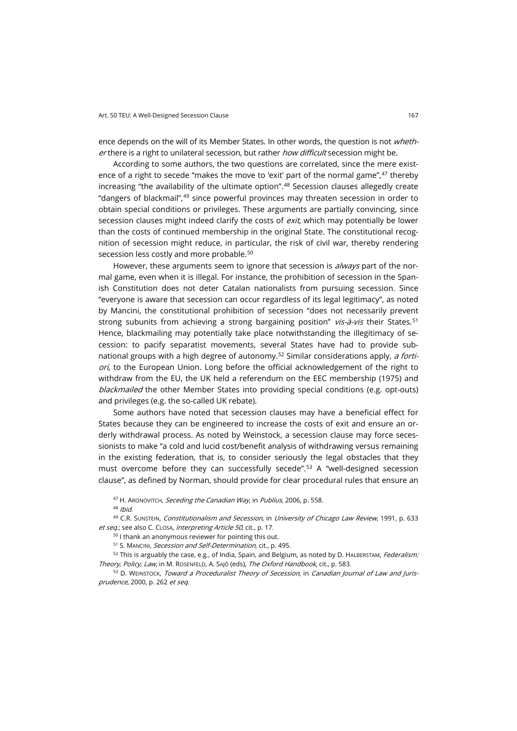ence depends on the will of its Member States. In other words, the question is not *whether* there is a right to unilateral secession, but rather *how difficult* secession might be.

According to some authors, the two questions are correlated, since the mere existence of a right to secede "makes the move to 'exit' part of the normal game",[47] thereby increasing "the availability of the ultimate option".[48] Secession clauses allegedly create "dangers of blackmail",[49] since powerful provinces may threaten secession in order to obtain special conditions or privileges. These arguments are partially convincing, since secession clauses might indeed clarify the costs of *exit*, which may potentially be lower than the costs of continued membership in the original State. The constitutional recognition of secession might reduce, in particular, the risk of civil war, thereby rendering secession less costly and more probable.[50]

However, these arguments seem to ignore that secession is *always* part of the normal game, even when it is illegal. For instance, the prohibition of secession in the Spanish Constitution does not deter Catalan nationalists from pursuing secession. Since "everyone is aware that secession can occur regardless of its legal legitimacy", as noted by Mancini, the constitutional prohibition of secession "does not necessarily prevent strong subunits from achieving a strong bargaining position" *vis-à-vis* their States.[51] Hence, blackmailing may potentially take place notwithstanding the illegitimacy of secession: to pacify separatist movements, several States have had to provide subnational groups with a high degree of autonomy.[52] Similar considerations apply, *a fortiori*, to the European Union. Long before the official acknowledgement of the right to withdraw from the EU, the UK held a referendum on the EEC membership (1975) and *blackmailed* the other Member States into providing special conditions (e.g. opt-outs) and privileges (e.g. the so-called UK rebate).

Some authors have noted that secession clauses may have a beneficial effect for States because they can be engineered to increase the costs of exit and ensure an orderly withdrawal process. As noted by Weinstock, a secession clause may force secessionists to make "a cold and lucid cost/benefit analysis of withdrawing versus remaining in the existing federation, that is, to consider seriously the legal obstacles that they must overcome before they can successfully secede".[53] A "well-designed secession clause", as defined by Norman, should provide for clear procedural rules that ensure an

[47] H. Aronovitch, *Seceding the Canadian Way*, in *Publius*, 2006, p. 558.

[48] *Ibid.*

[49] C.R. Sunstein, *Constitutionalism and Secession*, in *University of Chicago Law Review*, 1991, p. 633 *et seq.*; see also C. Closa, *Interpreting Article 50*, cit., p. 17.

[50] I thank an anonymous reviewer for pointing this out.

[51] S. Mancini, *Secession and Self-Determination*, cit., p. 495.

[52] This is arguably the case, e.g., of India, Spain, and Belgium, as noted by D. Halberstam, *Federalism: Theory, Policy, Law*, in M. Rosenfeld, A. Sajò (eds), *The Oxford Handbook*, cit., p. 583.

[53] D. Weinstock, *Toward a Proceduralist Theory of Secession*, in *Canadian Journal of Law and Jurisprudence*, 2000, p. 262 *et seq.*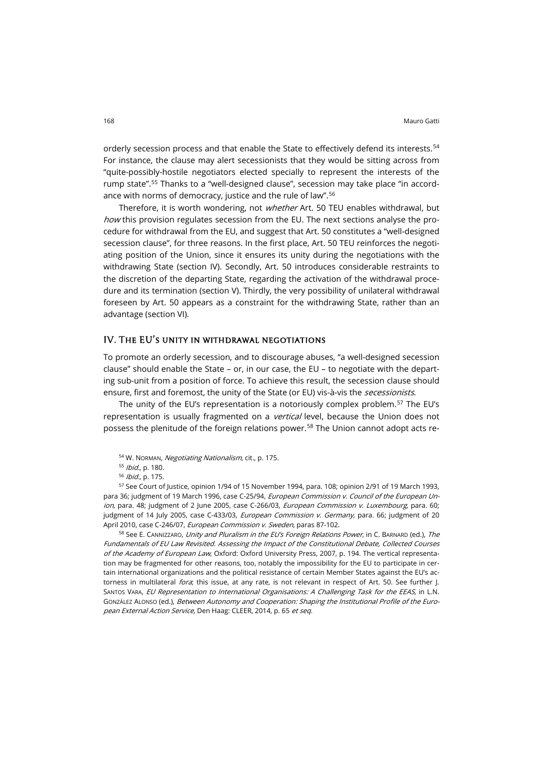orderly secession process and that enable the State to effectively defend its interests.[54] For instance, the clause may alert secessionists that they would be sitting across from "quite-possibly-hostile negotiators elected specially to represent the interests of the rump state".[55] Thanks to a "well-designed clause", secession may take place "in accordance with norms of democracy, justice and the rule of law".[56]

Therefore, it is worth wondering, not *whether* Art. 50 TEU enables withdrawal, but *how* this provision regulates secession from the EU. The next sections analyse the procedure for withdrawal from the EU, and suggest that Art. 50 constitutes a "well-designed secession clause", for three reasons. In the first place, Art. 50 TEU reinforces the negotiating position of the Union, since it ensures its unity during the negotiations with the withdrawing State (section IV). Secondly, Art. 50 introduces considerable restraints to the discretion of the departing State, regarding the activation of the withdrawal procedure and its termination (section V). Thirdly, the very possibility of unilateral withdrawal foreseen by Art. 50 appears as a constraint for the withdrawing State, rather than an advantage (section VI).

## IV. The EU's unity in withdrawal negotiations

To promote an orderly secession, and to discourage abuses, "a well-designed secession clause" should enable the State – or, in our case, the EU – to negotiate with the departing sub-unit from a position of force. To achieve this result, the secession clause should ensure, first and foremost, the unity of the State (or EU) vis-à-vis the *secessionists*.

The unity of the EU's representation is a notoriously complex problem.[57] The EU's representation is usually fragmented on a *vertical* level, because the Union does not possess the plenitude of the foreign relations power.[58] The Union cannot adopt acts re-

[54] W. Norman, *Negotiating Nationalism*, cit., p. 175.

[55] *Ibid.*, p. 180.

[56] *Ibid.*, p. 175.

[57] See Court of Justice, opinion 1/94 of 15 November 1994, para. 108; opinion 2/91 of 19 March 1993, para 36; judgment of 19 March 1996, case C-25/94, *European Commission v. Council of the European Union*, para. 48; judgment of 2 June 2005, case C-266/03, *European Commission v. Luxembourg*, para. 60; judgment of 14 July 2005, case C-433/03, *European Commission v. Germany,* para. 66; judgment of 20 April 2010, case C-246/07, *European Commission v. Sweden*, paras 87-102.

[58] See E. Cannizzaro, *Unity and Pluralism in the EU's Foreign Relations Power*, in C. Barnard (ed.), *The Fundamentals of EU Law Revisited. Assessing the Impact of the Constitutional Debate, Collected Courses of the Academy of European Law*, Oxford: Oxford University Press, 2007, p. 194. The vertical representation may be fragmented for other reasons, too, notably the impossibility for the EU to participate in certain international organizations and the political resistance of certain Member States against the EU's actorness in multilateral *fora*; this issue, at any rate, is not relevant in respect of Art. 50. See further J. Santos Vara, *EU Representation to International Organisations: A Challenging Task for the EEAS*, in L.N. González Alonso (ed.), *Between Autonomy and Cooperation: Shaping the Institutional Profile of the European External Action Service*, Den Haag: CLEER, 2014, p. 65 *et seq.*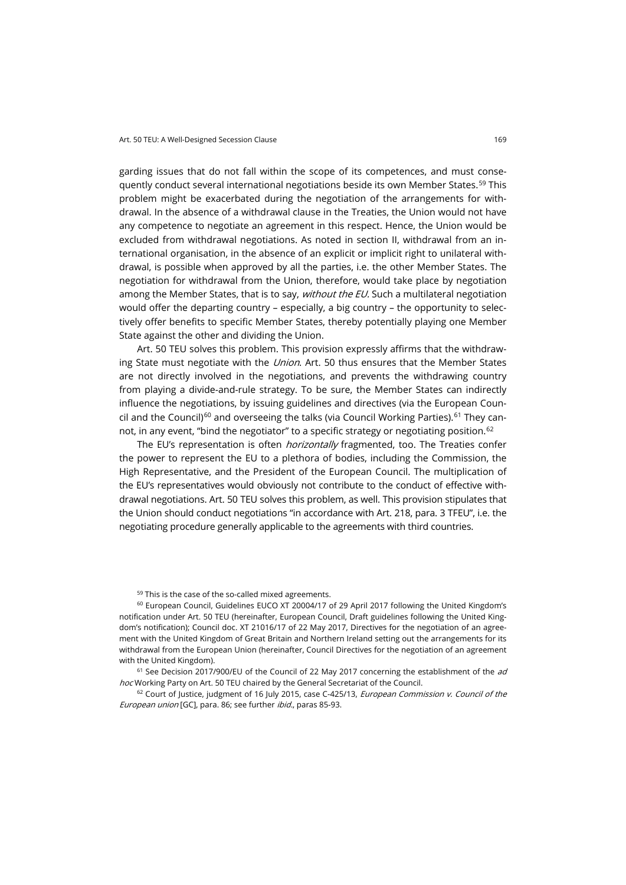garding issues that do not fall within the scope of its competences, and must consequently conduct several international negotiations beside its own Member States.[59] This problem might be exacerbated during the negotiation of the arrangements for withdrawal. In the absence of a withdrawal clause in the Treaties, the Union would not have any competence to negotiate an agreement in this respect. Hence, the Union would be excluded from withdrawal negotiations. As noted in section II, withdrawal from an international organisation, in the absence of an explicit or implicit right to unilateral withdrawal, is possible when approved by all the parties, i.e. the other Member States. The negotiation for withdrawal from the Union, therefore, would take place by negotiation among the Member States, that is to say, *without the EU.* Such a multilateral negotiation would offer the departing country – especially, a big country – the opportunity to selectively offer benefits to specific Member States, thereby potentially playing one Member State against the other and dividing the Union.

Art. 50 TEU solves this problem. This provision expressly affirms that the withdrawing State must negotiate with the *Union*. Art. 50 thus ensures that the Member States are not directly involved in the negotiations, and prevents the withdrawing country from playing a divide-and-rule strategy. To be sure, the Member States can indirectly influence the negotiations, by issuing guidelines and directives (via the European Council and the Council)[60] and overseeing the talks (via Council Working Parties).[61] They cannot, in any event, "bind the negotiator" to a specific strategy or negotiating position.[62]

The EU's representation is often *horizontally* fragmented, too. The Treaties confer the power to represent the EU to a plethora of bodies, including the Commission, the High Representative, and the President of the European Council. The multiplication of the EU's representatives would obviously not contribute to the conduct of effective withdrawal negotiations. Art. 50 TEU solves this problem, as well. This provision stipulates that the Union should conduct negotiations "in accordance with Art. 218, para. 3 TFEU", i.e. the negotiating procedure generally applicable to the agreements with third countries.

[59] This is the case of the so-called mixed agreements.

[60] European Council, Guidelines EUCO XT 20004/17 of 29 April 2017 following the United Kingdom's notification under Art. 50 TEU (hereinafter, European Council, Draft guidelines following the United Kingdom's notification); Council doc. XT 21016/17 of 22 May 2017, Directives for the negotiation of an agreement with the United Kingdom of Great Britain and Northern Ireland setting out the arrangements for its withdrawal from the European Union (hereinafter, Council Directives for the negotiation of an agreement with the United Kingdom).

[61] See Decision 2017/900/EU of the Council of 22 May 2017 concerning the establishment of the *ad hoc* Working Party on Art. 50 TEU chaired by the General Secretariat of the Council.

[62] Court of Justice, judgment of 16 July 2015, case C-425/13, *European Commission v. Council of the European union* [GC], para. 86; see further *ibid.*, paras 85-93.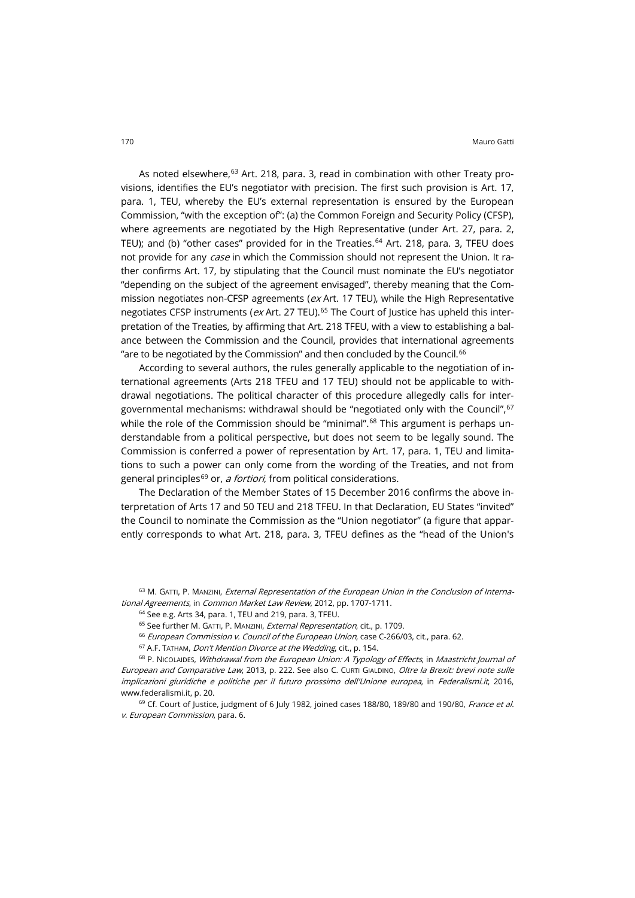As noted elsewhere,[63] Art. 218, para. 3, read in combination with other Treaty provisions, identifies the EU's negotiator with precision. The first such provision is Art. 17, para. 1, TEU, whereby the EU's external representation is ensured by the European Commission, "with the exception of": (a) the Common Foreign and Security Policy (CFSP), where agreements are negotiated by the High Representative (under Art. 27, para. 2, TEU); and (b) "other cases" provided for in the Treaties.[64] Art. 218, para. 3, TFEU does not provide for any *case* in which the Commission should not represent the Union. It rather confirms Art. 17, by stipulating that the Council must nominate the EU's negotiator "depending on the subject of the agreement envisaged", thereby meaning that the Commission negotiates non-CFSP agreements (*ex* Art. 17 TEU), while the High Representative negotiates CFSP instruments (*ex* Art. 27 TEU).[65] The Court of Justice has upheld this interpretation of the Treaties, by affirming that Art. 218 TFEU, with a view to establishing a balance between the Commission and the Council, provides that international agreements "are to be negotiated by the Commission" and then concluded by the Council.[66]

According to several authors, the rules generally applicable to the negotiation of international agreements (Arts 218 TFEU and 17 TEU) should not be applicable to withdrawal negotiations. The political character of this procedure allegedly calls for intergovernmental mechanisms: withdrawal should be "negotiated only with the Council",[67] while the role of the Commission should be "minimal".[68] This argument is perhaps understandable from a political perspective, but does not seem to be legally sound. The Commission is conferred a power of representation by Art. 17, para. 1, TEU and limitations to such a power can only come from the wording of the Treaties, and not from general principles[69] or, *a fortiori*, from political considerations.

The Declaration of the Member States of 15 December 2016 confirms the above interpretation of Arts 17 and 50 TEU and 218 TFEU. In that Declaration, EU States "invited" the Council to nominate the Commission as the "Union negotiator" (a figure that apparently corresponds to what Art. 218, para. 3, TFEU defines as the "head of the Union's

---

[63] M. Gatti, P. Manzini, *External Representation of the European Union in the Conclusion of International Agreements*, in *Common Market Law Review*, 2012, pp. 1707-1711.

[64] See e.g. Arts 34, para. 1, TEU and 219, para. 3, TFEU.

[65] See further M. Gatti, P. Manzini, *External Representation*, cit., p. 1709.

[66] *European Commission v. Council of the European Union*, case C-266/03, cit., para. 62.

[67] A.F. Tatham, *Don't Mention Divorce at the Wedding*, cit., p. 154.

[68] P. Nicolaides, *Withdrawal from the European Union: A Typology of Effects*, in *Maastricht Journal of European and Comparative Law*, 2013, p. 222. See also C. Curti Gialdino, *Oltre la Brexit: brevi note sulle implicazioni giuridiche e politiche per il futuro prossimo dell'Unione europea*, in *Federalismi.it*, 2016, www.federalismi.it, p. 20.

[69] Cf. Court of Justice, judgment of 6 July 1982, joined cases 188/80, 189/80 and 190/80, *France et al. v. European Commission*, para. 6.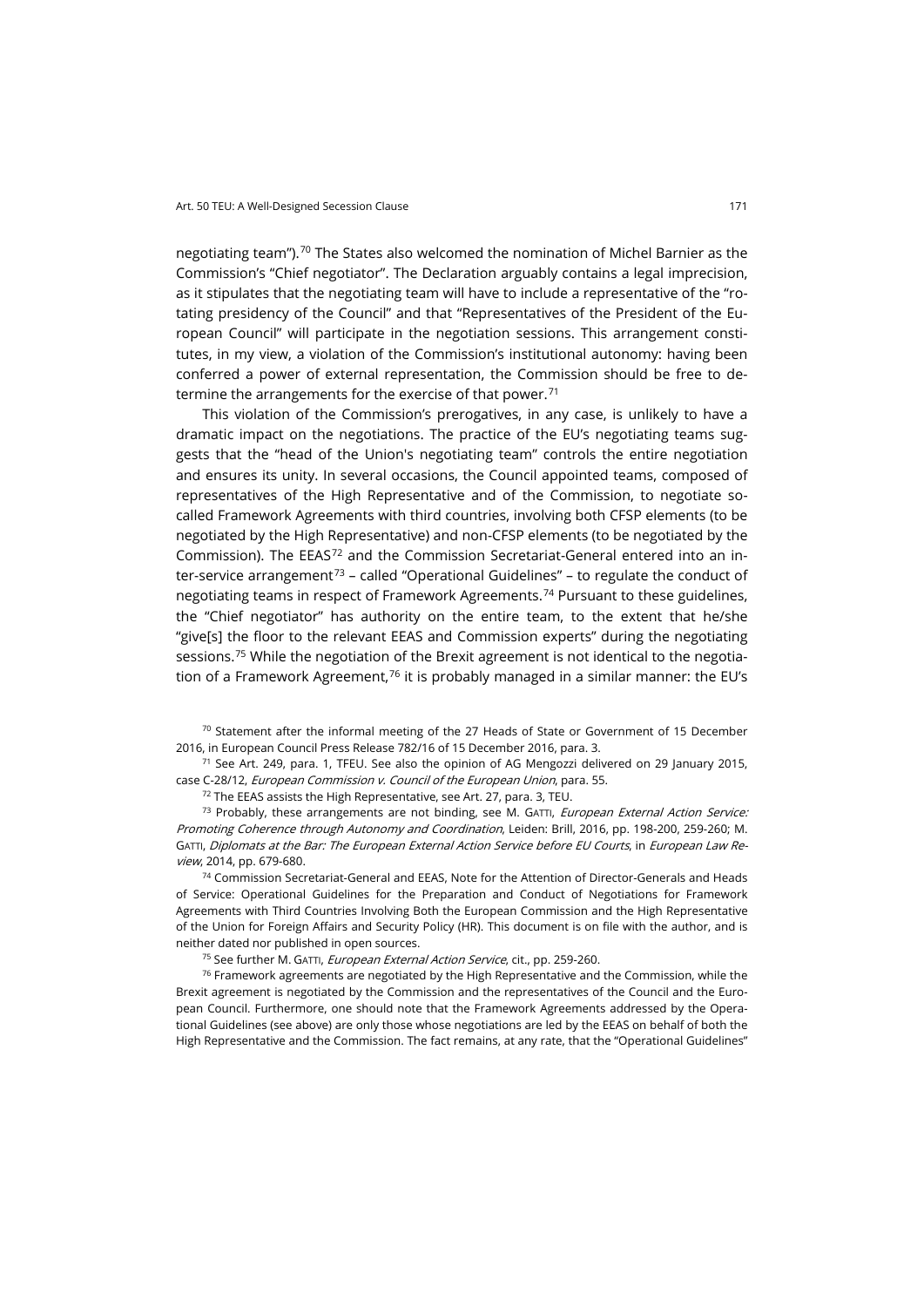negotiating team").[70] The States also welcomed the nomination of Michel Barnier as the Commission's "Chief negotiator". The Declaration arguably contains a legal imprecision, as it stipulates that the negotiating team will have to include a representative of the "rotating presidency of the Council" and that "Representatives of the President of the European Council" will participate in the negotiation sessions. This arrangement constitutes, in my view, a violation of the Commission's institutional autonomy: having been conferred a power of external representation, the Commission should be free to determine the arrangements for the exercise of that power.[71]

This violation of the Commission's prerogatives, in any case, is unlikely to have a dramatic impact on the negotiations. The practice of the EU's negotiating teams suggests that the "head of the Union's negotiating team" controls the entire negotiation and ensures its unity. In several occasions, the Council appointed teams, composed of representatives of the High Representative and of the Commission, to negotiate so-called Framework Agreements with third countries, involving both CFSP elements (to be negotiated by the High Representative) and non-CFSP elements (to be negotiated by the Commission). The EEAS[72] and the Commission Secretariat-General entered into an inter-service arrangement[73] – called "Operational Guidelines" – to regulate the conduct of negotiating teams in respect of Framework Agreements.[74] Pursuant to these guidelines, the "Chief negotiator" has authority on the entire team, to the extent that he/she "give[s] the floor to the relevant EEAS and Commission experts" during the negotiating sessions.[75] While the negotiation of the Brexit agreement is not identical to the negotiation of a Framework Agreement,[76] it is probably managed in a similar manner: the EU's

[70] Statement after the informal meeting of the 27 Heads of State or Government of 15 December 2016, in European Council Press Release 782/16 of 15 December 2016, para. 3.

[71] See Art. 249, para. 1, TFEU. See also the opinion of AG Mengozzi delivered on 29 January 2015, case C-28/12, *European Commission v. Council of the European Union*, para. 55.

[72] The EEAS assists the High Representative, see Art. 27, para. 3, TEU.

[73] Probably, these arrangements are not binding, see M. GATTI, *European External Action Service: Promoting Coherence through Autonomy and Coordination*, Leiden: Brill, 2016, pp. 198-200, 259-260; M. GATTI, *Diplomats at the Bar: The European External Action Service before EU Courts*, in *European Law Review*, 2014, pp. 679-680.

[74] Commission Secretariat-General and EEAS, Note for the Attention of Director-Generals and Heads of Service: Operational Guidelines for the Preparation and Conduct of Negotiations for Framework Agreements with Third Countries Involving Both the European Commission and the High Representative of the Union for Foreign Affairs and Security Policy (HR). This document is on file with the author, and is neither dated nor published in open sources.

[75] See further M. GATTI, *European External Action Service*, cit., pp. 259-260.

[76] Framework agreements are negotiated by the High Representative and the Commission, while the Brexit agreement is negotiated by the Commission and the representatives of the Council and the European Council. Furthermore, one should note that the Framework Agreements addressed by the Operational Guidelines (see above) are only those whose negotiations are led by the EEAS on behalf of both the High Representative and the Commission. The fact remains, at any rate, that the "Operational Guidelines"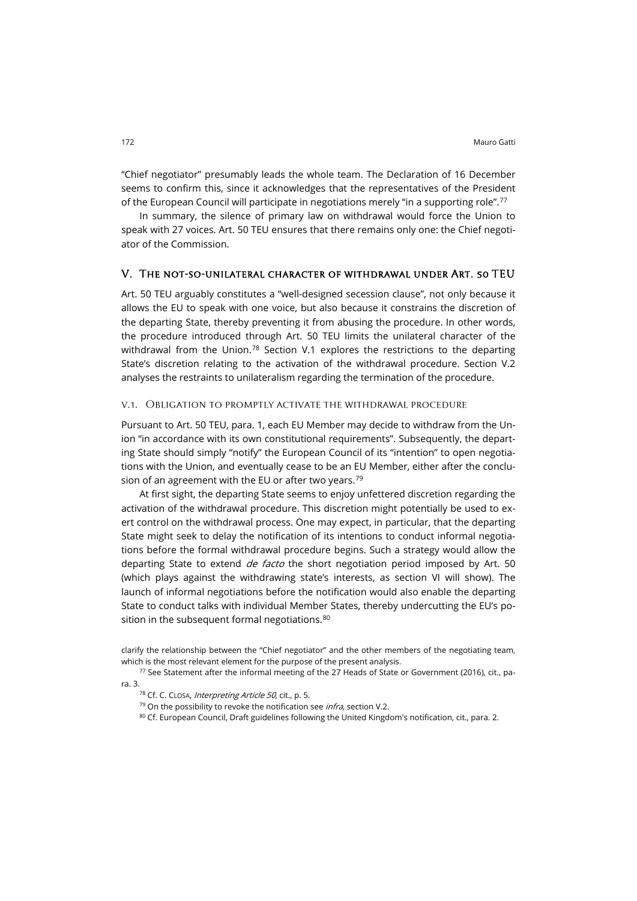"Chief negotiator" presumably leads the whole team. The Declaration of 16 December seems to confirm this, since it acknowledges that the representatives of the President of the European Council will participate in negotiations merely "in a supporting role".[77]

In summary, the silence of primary law on withdrawal would force the Union to speak with 27 voices. Art. 50 TEU ensures that there remains only one: the Chief negotiator of the Commission.

## V. The not-so-unilateral character of withdrawal under Art. 50 TEU

Art. 50 TEU arguably constitutes a "well-designed secession clause", not only because it allows the EU to speak with one voice, but also because it constrains the discretion of the departing State, thereby preventing it from abusing the procedure. In other words, the procedure introduced through Art. 50 TEU limits the unilateral character of the withdrawal from the Union.[78] Section V.1 explores the restrictions to the departing State's discretion relating to the activation of the withdrawal procedure. Section V.2 analyses the restraints to unilateralism regarding the termination of the procedure.

### V.1. Obligation to promptly activate the withdrawal procedure

Pursuant to Art. 50 TEU, para. 1, each EU Member may decide to withdraw from the Union "in accordance with its own constitutional requirements". Subsequently, the departing State should simply "notify" the European Council of its "intention" to open negotiations with the Union, and eventually cease to be an EU Member, either after the conclusion of an agreement with the EU or after two years.[79]

At first sight, the departing State seems to enjoy unfettered discretion regarding the activation of the withdrawal procedure. This discretion might potentially be used to exert control on the withdrawal process. One may expect, in particular, that the departing State might seek to delay the notification of its intentions to conduct informal negotiations before the formal withdrawal procedure begins. Such a strategy would allow the departing State to extend *de facto* the short negotiation period imposed by Art. 50 (which plays against the withdrawing state's interests, as section VI will show). The launch of informal negotiations before the notification would also enable the departing State to conduct talks with individual Member States, thereby undercutting the EU's position in the subsequent formal negotiations.[80]

clarify the relationship between the "Chief negotiator" and the other members of the negotiating team, which is the most relevant element for the purpose of the present analysis.

[77] See Statement after the informal meeting of the 27 Heads of State or Government (2016), cit., para. 3.

[78] Cf. C. Closa, *Interpreting Article 50*, cit., p. 5.

[79] On the possibility to revoke the notification see *infra*, section V.2.

[80] Cf. European Council, Draft guidelines following the United Kingdom's notification, cit., para. 2.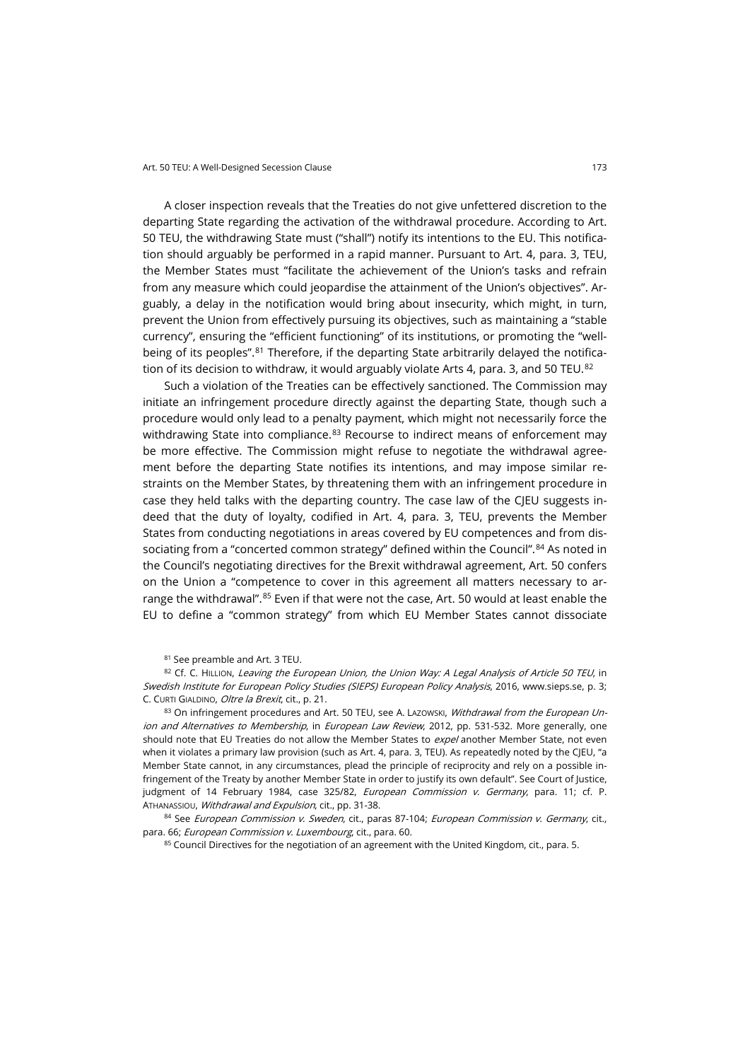A closer inspection reveals that the Treaties do not give unfettered discretion to the departing State regarding the activation of the withdrawal procedure. According to Art. 50 TEU, the withdrawing State must ("shall") notify its intentions to the EU. This notification should arguably be performed in a rapid manner. Pursuant to Art. 4, para. 3, TEU, the Member States must "facilitate the achievement of the Union's tasks and refrain from any measure which could jeopardise the attainment of the Union's objectives". Arguably, a delay in the notification would bring about insecurity, which might, in turn, prevent the Union from effectively pursuing its objectives, such as maintaining a "stable currency", ensuring the "efficient functioning" of its institutions, or promoting the "well-being of its peoples".[81] Therefore, if the departing State arbitrarily delayed the notification of its decision to withdraw, it would arguably violate Arts 4, para. 3, and 50 TEU.[82]

Such a violation of the Treaties can be effectively sanctioned. The Commission may initiate an infringement procedure directly against the departing State, though such a procedure would only lead to a penalty payment, which might not necessarily force the withdrawing State into compliance.[83] Recourse to indirect means of enforcement may be more effective. The Commission might refuse to negotiate the withdrawal agreement before the departing State notifies its intentions, and may impose similar restraints on the Member States, by threatening them with an infringement procedure in case they held talks with the departing country. The case law of the CJEU suggests indeed that the duty of loyalty, codified in Art. 4, para. 3, TEU, prevents the Member States from conducting negotiations in areas covered by EU competences and from dissociating from a "concerted common strategy" defined within the Council".[84] As noted in the Council's negotiating directives for the Brexit withdrawal agreement, Art. 50 confers on the Union a "competence to cover in this agreement all matters necessary to arrange the withdrawal".[85] Even if that were not the case, Art. 50 would at least enable the EU to define a "common strategy" from which EU Member States cannot dissociate

[81] See preamble and Art. 3 TEU.

[82] Cf. C. Hillion, *Leaving the European Union, the Union Way: A Legal Analysis of Article 50 TEU*, in *Swedish Institute for European Policy Studies (SIEPS) European Policy Analysis*, 2016, www.sieps.se, p. 3; C. Curti Gialdino, *Oltre la Brexit*, cit., p. 21.

[83] On infringement procedures and Art. 50 TEU, see A. Lazowski, *Withdrawal from the European Union and Alternatives to Membership*, in *European Law Review*, 2012, pp. 531-532. More generally, one should note that EU Treaties do not allow the Member States to *expel* another Member State, not even when it violates a primary law provision (such as Art. 4, para. 3, TEU). As repeatedly noted by the CJEU, "a Member State cannot, in any circumstances, plead the principle of reciprocity and rely on a possible infringement of the Treaty by another Member State in order to justify its own default". See Court of Justice, judgment of 14 February 1984, case 325/82, *European Commission v. Germany*, para. 11; cf. P. Athanassiou, *Withdrawal and Expulsion*, cit., pp. 31-38.

[84] See *European Commission v. Sweden*, cit., paras 87-104; *European Commission v. Germany*, cit., para. 66; *European Commission v. Luxembourg*, cit., para. 60.

[85] Council Directives for the negotiation of an agreement with the United Kingdom, cit., para. 5.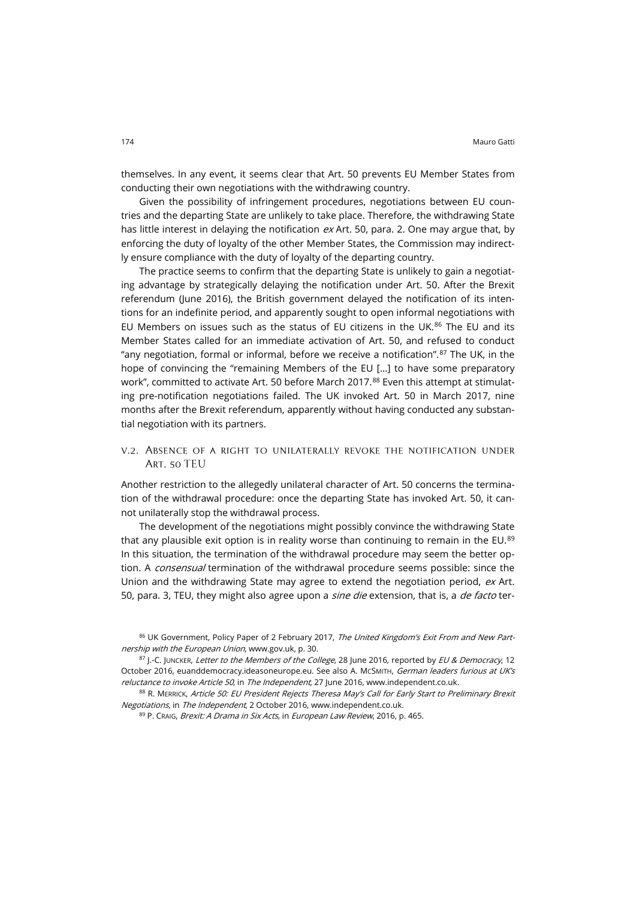themselves. In any event, it seems clear that Art. 50 prevents EU Member States from conducting their own negotiations with the withdrawing country.

Given the possibility of infringement procedures, negotiations between EU countries and the departing State are unlikely to take place. Therefore, the withdrawing State has little interest in delaying the notification *ex* Art. 50, para. 2. One may argue that, by enforcing the duty of loyalty of the other Member States, the Commission may indirectly ensure compliance with the duty of loyalty of the departing country.

The practice seems to confirm that the departing State is unlikely to gain a negotiating advantage by strategically delaying the notification under Art. 50. After the Brexit referendum (June 2016), the British government delayed the notification of its intentions for an indefinite period, and apparently sought to open informal negotiations with EU Members on issues such as the status of EU citizens in the UK.[86] The EU and its Member States called for an immediate activation of Art. 50, and refused to conduct "any negotiation, formal or informal, before we receive a notification".[87] The UK, in the hope of convincing the "remaining Members of the EU […] to have some preparatory work", committed to activate Art. 50 before March 2017.[88] Even this attempt at stimulating pre-notification negotiations failed. The UK invoked Art. 50 in March 2017, nine months after the Brexit referendum, apparently without having conducted any substantial negotiation with its partners.

### V.2. Absence of a right to unilaterally revoke the notification under Art. 50 TEU

Another restriction to the allegedly unilateral character of Art. 50 concerns the termination of the withdrawal procedure: once the departing State has invoked Art. 50, it cannot unilaterally stop the withdrawal process.

The development of the negotiations might possibly convince the withdrawing State that any plausible exit option is in reality worse than continuing to remain in the EU.[89] In this situation, the termination of the withdrawal procedure may seem the better option. A *consensual* termination of the withdrawal procedure seems possible: since the Union and the withdrawing State may agree to extend the negotiation period, *ex* Art. 50, para. 3, TEU, they might also agree upon a *sine die* extension, that is, a *de facto* ter-

[86] UK Government, Policy Paper of 2 February 2017, *The United Kingdom's Exit From and New Partnership with the European Union*, www.gov.uk, p. 30.

[87] J.-C. Juncker, *Letter to the Members of the College*, 28 June 2016, reported by *EU & Democracy*, 12 October 2016, euanddemocracy.ideasoneurope.eu. See also A. McSmith, *German leaders furious at UK's reluctance to invoke Article 50*, in *The Independent*, 27 June 2016, www.independent.co.uk.

[88] R. Merrick, *Article 50: EU President Rejects Theresa May's Call for Early Start to Preliminary Brexit Negotiations*, in *The Independent*, 2 October 2016, www.independent.co.uk.

[89] P. Craig, *Brexit: A Drama in Six Acts*, in *European Law Review*, 2016, p. 465.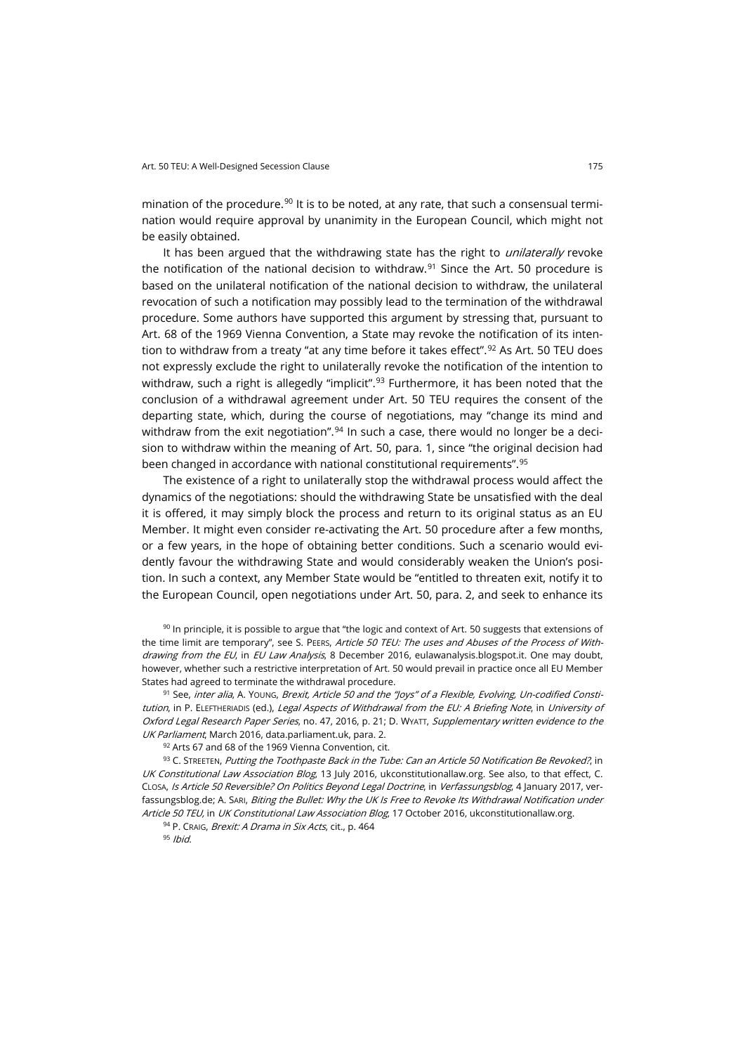mination of the procedure.[90] It is to be noted, at any rate, that such a consensual termination would require approval by unanimity in the European Council, which might not be easily obtained.

It has been argued that the withdrawing state has the right to *unilaterally* revoke the notification of the national decision to withdraw.[91] Since the Art. 50 procedure is based on the unilateral notification of the national decision to withdraw, the unilateral revocation of such a notification may possibly lead to the termination of the withdrawal procedure. Some authors have supported this argument by stressing that, pursuant to Art. 68 of the 1969 Vienna Convention, a State may revoke the notification of its intention to withdraw from a treaty "at any time before it takes effect".[92] As Art. 50 TEU does not expressly exclude the right to unilaterally revoke the notification of the intention to withdraw, such a right is allegedly "implicit".[93] Furthermore, it has been noted that the conclusion of a withdrawal agreement under Art. 50 TEU requires the consent of the departing state, which, during the course of negotiations, may "change its mind and withdraw from the exit negotiation".[94] In such a case, there would no longer be a decision to withdraw within the meaning of Art. 50, para. 1, since "the original decision had been changed in accordance with national constitutional requirements".[95]

The existence of a right to unilaterally stop the withdrawal process would affect the dynamics of the negotiations: should the withdrawing State be unsatisfied with the deal it is offered, it may simply block the process and return to its original status as an EU Member. It might even consider re-activating the Art. 50 procedure after a few months, or a few years, in the hope of obtaining better conditions. Such a scenario would evidently favour the withdrawing State and would considerably weaken the Union's position. In such a context, any Member State would be "entitled to threaten exit, notify it to the European Council, open negotiations under Art. 50, para. 2, and seek to enhance its

[90] In principle, it is possible to argue that "the logic and context of Art. 50 suggests that extensions of the time limit are temporary", see S. Peers, *Article 50 TEU: The uses and Abuses of the Process of Withdrawing from the EU*, in *EU Law Analysis*, 8 December 2016, eulawanalysis.blogspot.it. One may doubt, however, whether such a restrictive interpretation of Art. 50 would prevail in practice once all EU Member States had agreed to terminate the withdrawal procedure.

[91] See, *inter alia*, A. Young, *Brexit, Article 50 and the "Joys" of a Flexible, Evolving, Un-codified Constitution*, in P. Eleftheriadis (ed.), *Legal Aspects of Withdrawal from the EU: A Briefing Note*, in *University of Oxford Legal Research Paper Series*, no. 47, 2016, p. 21; D. Wyatt, *Supplementary written evidence to the UK Parliament*, March 2016, data.parliament.uk, para. 2.

[92] Arts 67 and 68 of the 1969 Vienna Convention, cit.

[93] C. Streeten, *Putting the Toothpaste Back in the Tube: Can an Article 50 Notification Be Revoked?*, in *UK Constitutional Law Association Blog*, 13 July 2016, ukconstitutionallaw.org. See also, to that effect, C. Closa, *Is Article 50 Reversible? On Politics Beyond Legal Doctrine*, in *Verfassungsblog*, 4 January 2017, verfassungsblog.de; A. Sari, *Biting the Bullet: Why the UK Is Free to Revoke Its Withdrawal Notification under Article 50 TEU*, in *UK Constitutional Law Association Blog*, 17 October 2016, ukconstitutionallaw.org.

[94] P. Craig, *Brexit: A Drama in Six Acts*, cit., p. 464

[95] *Ibid*.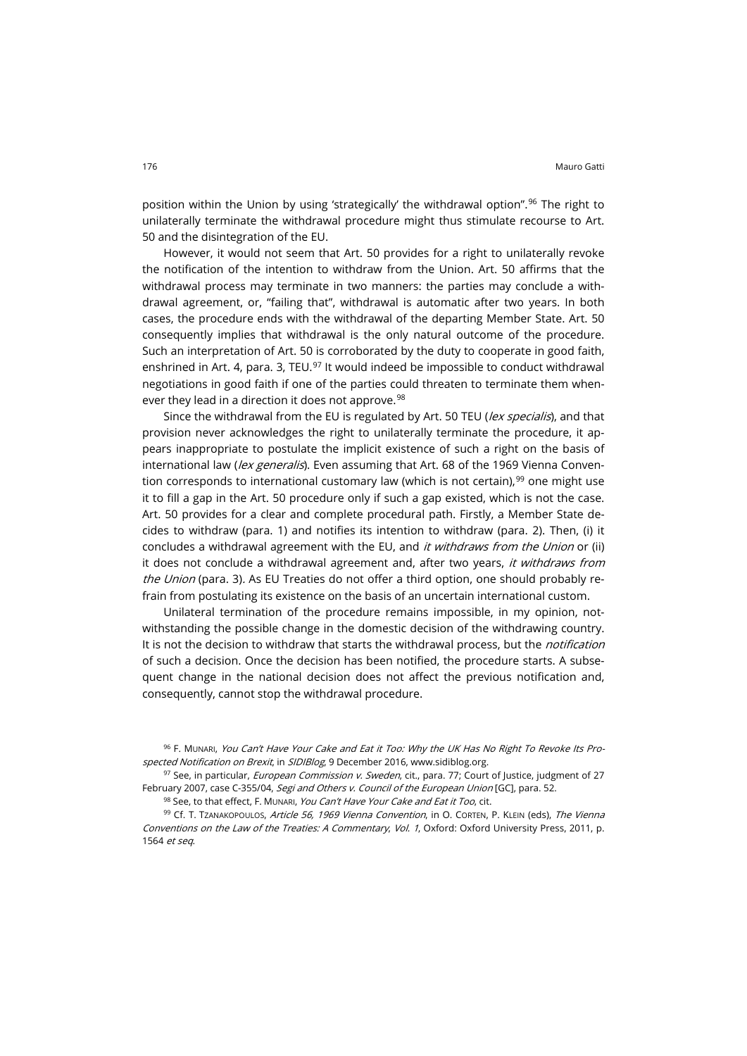position within the Union by using 'strategically' the withdrawal option".[96] The right to unilaterally terminate the withdrawal procedure might thus stimulate recourse to Art. 50 and the disintegration of the EU.

However, it would not seem that Art. 50 provides for a right to unilaterally revoke the notification of the intention to withdraw from the Union. Art. 50 affirms that the withdrawal process may terminate in two manners: the parties may conclude a withdrawal agreement, or, "failing that", withdrawal is automatic after two years. In both cases, the procedure ends with the withdrawal of the departing Member State. Art. 50 consequently implies that withdrawal is the only natural outcome of the procedure. Such an interpretation of Art. 50 is corroborated by the duty to cooperate in good faith, enshrined in Art. 4, para. 3, TEU.[97] It would indeed be impossible to conduct withdrawal negotiations in good faith if one of the parties could threaten to terminate them whenever they lead in a direction it does not approve.[98]

Since the withdrawal from the EU is regulated by Art. 50 TEU (*lex specialis*), and that provision never acknowledges the right to unilaterally terminate the procedure, it appears inappropriate to postulate the implicit existence of such a right on the basis of international law (*lex generalis*). Even assuming that Art. 68 of the 1969 Vienna Convention corresponds to international customary law (which is not certain),[99] one might use it to fill a gap in the Art. 50 procedure only if such a gap existed, which is not the case. Art. 50 provides for a clear and complete procedural path. Firstly, a Member State decides to withdraw (para. 1) and notifies its intention to withdraw (para. 2). Then, (i) it concludes a withdrawal agreement with the EU, and *it withdraws from the Union* or (ii) it does not conclude a withdrawal agreement and, after two years, *it withdraws from the Union* (para. 3). As EU Treaties do not offer a third option, one should probably refrain from postulating its existence on the basis of an uncertain international custom.

Unilateral termination of the procedure remains impossible, in my opinion, notwithstanding the possible change in the domestic decision of the withdrawing country. It is not the decision to withdraw that starts the withdrawal process, but the *notification* of such a decision. Once the decision has been notified, the procedure starts. A subsequent change in the national decision does not affect the previous notification and, consequently, cannot stop the withdrawal procedure.

[96] F. Munari, *You Can't Have Your Cake and Eat it Too: Why the UK Has No Right To Revoke Its Prospected Notification on Brexit*, in *SIDIBlog*, 9 December 2016, www.sidiblog.org.

[97] See, in particular, *European Commission v. Sweden*, cit., para. 77; Court of Justice, judgment of 27 February 2007, case C-355/04, *Segi and Others v. Council of the European Union* [GC], para. 52.

[98] See, to that effect, F. Munari, *You Can't Have Your Cake and Eat it Too*, cit.

[99] Cf. T. Tzanakopoulos, *Article 56, 1969 Vienna Convention*, in O. Corten, P. Klein (eds), *The Vienna Conventions on the Law of the Treaties: A Commentary, Vol. 1*, Oxford: Oxford University Press, 2011, p. 1564 *et seq*.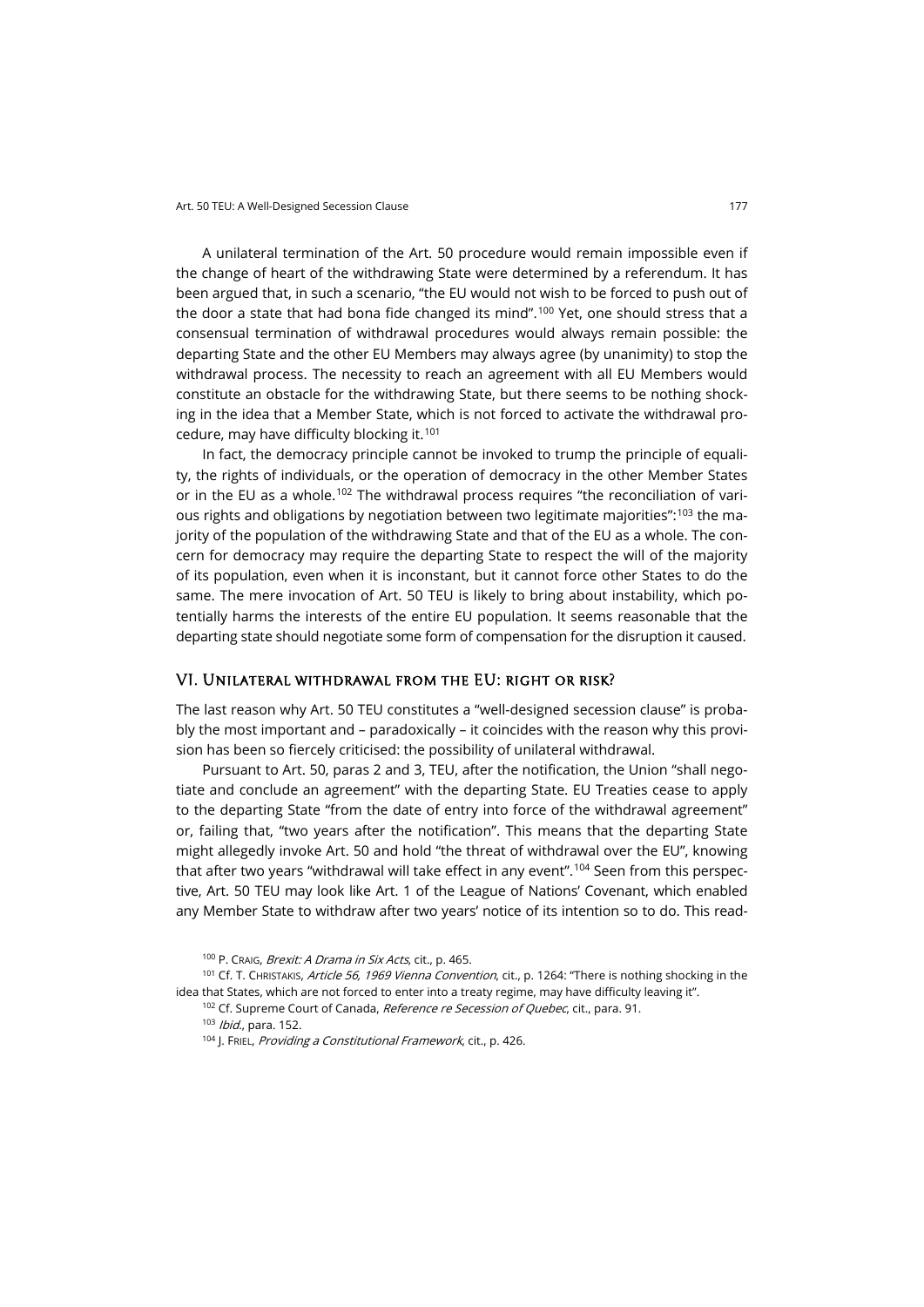A unilateral termination of the Art. 50 procedure would remain impossible even if the change of heart of the withdrawing State were determined by a referendum. It has been argued that, in such a scenario, "the EU would not wish to be forced to push out of the door a state that had bona fide changed its mind".[100] Yet, one should stress that a consensual termination of withdrawal procedures would always remain possible: the departing State and the other EU Members may always agree (by unanimity) to stop the withdrawal process. The necessity to reach an agreement with all EU Members would constitute an obstacle for the withdrawing State, but there seems to be nothing shocking in the idea that a Member State, which is not forced to activate the withdrawal procedure, may have difficulty blocking it.[101]

In fact, the democracy principle cannot be invoked to trump the principle of equality, the rights of individuals, or the operation of democracy in the other Member States or in the EU as a whole.[102] The withdrawal process requires "the reconciliation of various rights and obligations by negotiation between two legitimate majorities":[103] the majority of the population of the withdrawing State and that of the EU as a whole. The concern for democracy may require the departing State to respect the will of the majority of its population, even when it is inconstant, but it cannot force other States to do the same. The mere invocation of Art. 50 TEU is likely to bring about instability, which potentially harms the interests of the entire EU population. It seems reasonable that the departing state should negotiate some form of compensation for the disruption it caused.

## VI. Unilateral withdrawal from the EU: right or risk?

The last reason why Art. 50 TEU constitutes a "well-designed secession clause" is probably the most important and – paradoxically – it coincides with the reason why this provision has been so fiercely criticised: the possibility of unilateral withdrawal.

Pursuant to Art. 50, paras 2 and 3, TEU, after the notification, the Union "shall negotiate and conclude an agreement" with the departing State. EU Treaties cease to apply to the departing State "from the date of entry into force of the withdrawal agreement" or, failing that, "two years after the notification". This means that the departing State might allegedly invoke Art. 50 and hold "the threat of withdrawal over the EU", knowing that after two years "withdrawal will take effect in any event".[104] Seen from this perspective, Art. 50 TEU may look like Art. 1 of the League of Nations' Covenant, which enabled any Member State to withdraw after two years' notice of its intention so to do. This read-

[100] P. Craig, *Brexit: A Drama in Six Acts*, cit., p. 465.

[101] Cf. T. Christakis, *Article 56, 1969 Vienna Convention*, cit., p. 1264: "There is nothing shocking in the idea that States, which are not forced to enter into a treaty regime, may have difficulty leaving it".

[102] Cf. Supreme Court of Canada, *Reference re Secession of Quebec*, cit., para. 91.

[103] *Ibid.*, para. 152.

[104] J. Friel, *Providing a Constitutional Framework*, cit., p. 426.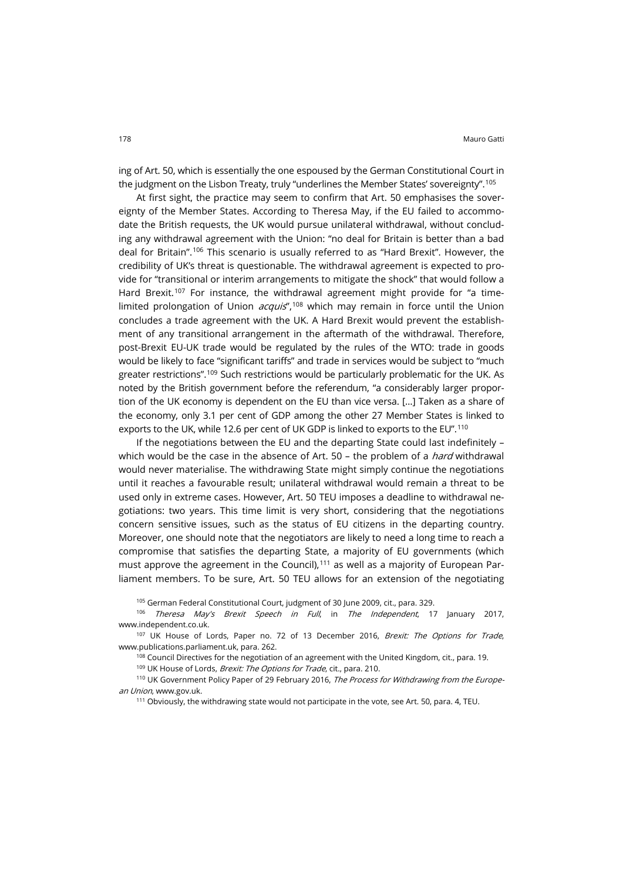ing of Art. 50, which is essentially the one espoused by the German Constitutional Court in the judgment on the Lisbon Treaty, truly "underlines the Member States' sovereignty".[105]

At first sight, the practice may seem to confirm that Art. 50 emphasises the sovereignty of the Member States. According to Theresa May, if the EU failed to accommodate the British requests, the UK would pursue unilateral withdrawal, without concluding any withdrawal agreement with the Union: "no deal for Britain is better than a bad deal for Britain".[106] This scenario is usually referred to as "Hard Brexit". However, the credibility of UK's threat is questionable. The withdrawal agreement is expected to provide for "transitional or interim arrangements to mitigate the shock" that would follow a Hard Brexit.[107] For instance, the withdrawal agreement might provide for "a time-limited prolongation of Union *acquis*",[108] which may remain in force until the Union concludes a trade agreement with the UK. A Hard Brexit would prevent the establishment of any transitional arrangement in the aftermath of the withdrawal. Therefore, post-Brexit EU-UK trade would be regulated by the rules of the WTO: trade in goods would be likely to face "significant tariffs" and trade in services would be subject to "much greater restrictions".[109] Such restrictions would be particularly problematic for the UK. As noted by the British government before the referendum, "a considerably larger proportion of the UK economy is dependent on the EU than vice versa. […] Taken as a share of the economy, only 3.1 per cent of GDP among the other 27 Member States is linked to exports to the UK, while 12.6 per cent of UK GDP is linked to exports to the EU".[110]

If the negotiations between the EU and the departing State could last indefinitely – which would be the case in the absence of Art. 50 – the problem of a *hard* withdrawal would never materialise. The withdrawing State might simply continue the negotiations until it reaches a favourable result; unilateral withdrawal would remain a threat to be used only in extreme cases. However, Art. 50 TEU imposes a deadline to withdrawal negotiations: two years. This time limit is very short, considering that the negotiations concern sensitive issues, such as the status of EU citizens in the departing country. Moreover, one should note that the negotiators are likely to need a long time to reach a compromise that satisfies the departing State, a majority of EU governments (which must approve the agreement in the Council),[111] as well as a majority of European Parliament members. To be sure, Art. 50 TEU allows for an extension of the negotiating

[105] German Federal Constitutional Court, judgment of 30 June 2009, cit., para. 329.

[106] *Theresa May's Brexit Speech in Full*, in *The Independent*, 17 January 2017, www.independent.co.uk.

[107] UK House of Lords, Paper no. 72 of 13 December 2016, *Brexit: The Options for Trade*, www.publications.parliament.uk, para. 262.

[108] Council Directives for the negotiation of an agreement with the United Kingdom, cit., para. 19.

[109] UK House of Lords, *Brexit: The Options for Trade*, cit., para. 210.

[110] UK Government Policy Paper of 29 February 2016, *The Process for Withdrawing from the European Union*, www.gov.uk.

[111] Obviously, the withdrawing state would not participate in the vote, see Art. 50, para. 4, TEU.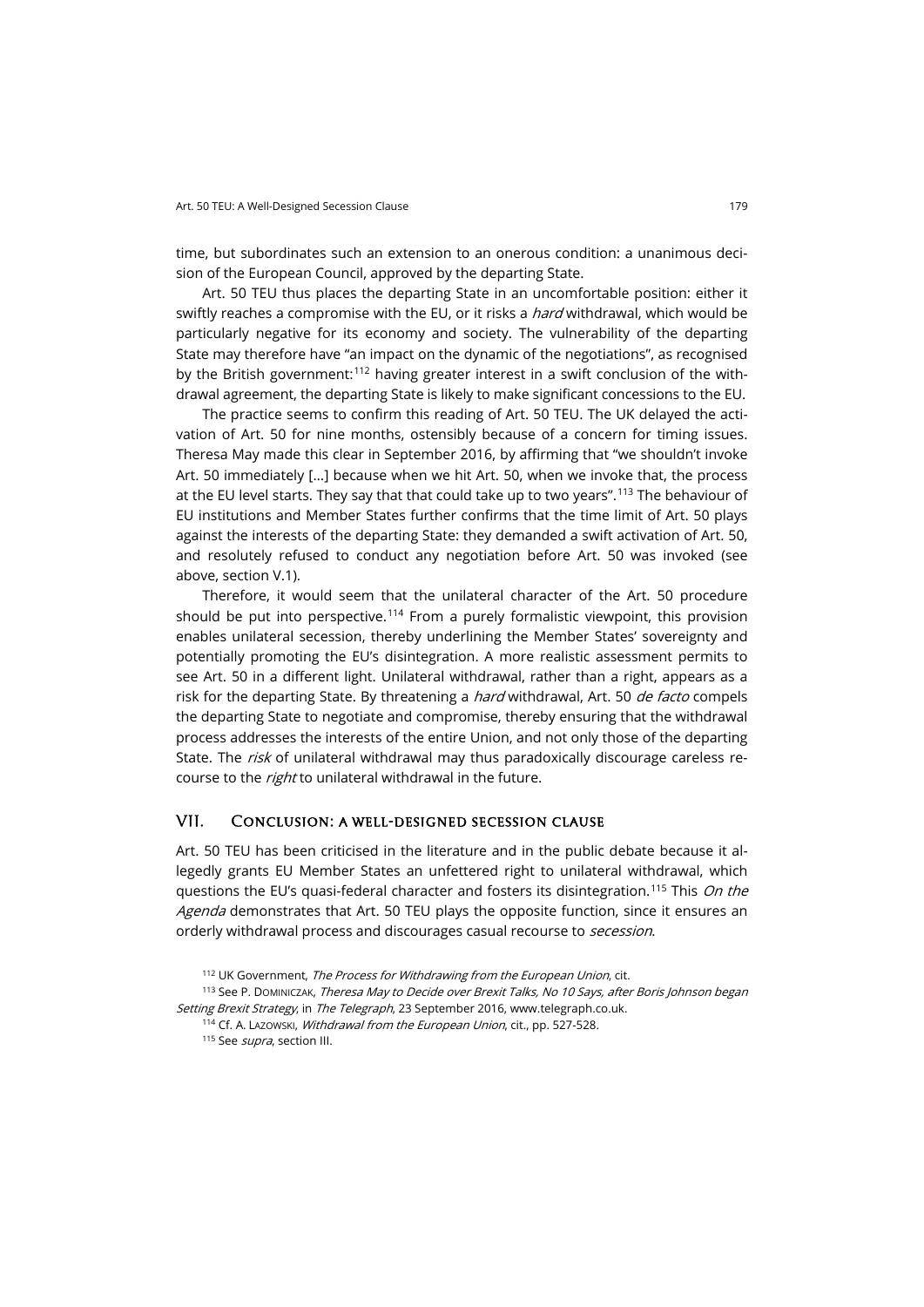time, but subordinates such an extension to an onerous condition: a unanimous decision of the European Council, approved by the departing State.

Art. 50 TEU thus places the departing State in an uncomfortable position: either it swiftly reaches a compromise with the EU, or it risks a *hard* withdrawal, which would be particularly negative for its economy and society. The vulnerability of the departing State may therefore have "an impact on the dynamic of the negotiations", as recognised by the British government:[112] having greater interest in a swift conclusion of the withdrawal agreement, the departing State is likely to make significant concessions to the EU.

The practice seems to confirm this reading of Art. 50 TEU. The UK delayed the activation of Art. 50 for nine months, ostensibly because of a concern for timing issues. Theresa May made this clear in September 2016, by affirming that "we shouldn't invoke Art. 50 immediately […] because when we hit Art. 50, when we invoke that, the process at the EU level starts. They say that that could take up to two years".[113] The behaviour of EU institutions and Member States further confirms that the time limit of Art. 50 plays against the interests of the departing State: they demanded a swift activation of Art. 50, and resolutely refused to conduct any negotiation before Art. 50 was invoked (see above, section V.1).

Therefore, it would seem that the unilateral character of the Art. 50 procedure should be put into perspective.[114] From a purely formalistic viewpoint, this provision enables unilateral secession, thereby underlining the Member States' sovereignty and potentially promoting the EU's disintegration. A more realistic assessment permits to see Art. 50 in a different light. Unilateral withdrawal, rather than a right, appears as a risk for the departing State. By threatening a *hard* withdrawal, Art. 50 *de facto* compels the departing State to negotiate and compromise, thereby ensuring that the withdrawal process addresses the interests of the entire Union, and not only those of the departing State. The *risk* of unilateral withdrawal may thus paradoxically discourage careless recourse to the *right* to unilateral withdrawal in the future.

## VII. Conclusion: a well-designed secession clause

Art. 50 TEU has been criticised in the literature and in the public debate because it allegedly grants EU Member States an unfettered right to unilateral withdrawal, which questions the EU's quasi-federal character and fosters its disintegration.[115] This *On the Agenda* demonstrates that Art. 50 TEU plays the opposite function, since it ensures an orderly withdrawal process and discourages casual recourse to *secession*.

---

[112] UK Government, *The Process for Withdrawing from the European Union*, cit.

[113] See P. Dominiczak, *Theresa May to Decide over Brexit Talks, No 10 Says, after Boris Johnson began Setting Brexit Strategy*, in *The Telegraph*, 23 September 2016, www.telegraph.co.uk.

[114] Cf. A. Lazowski, *Withdrawal from the European Union*, cit., pp. 527-528.

[115] See *supra*, section III.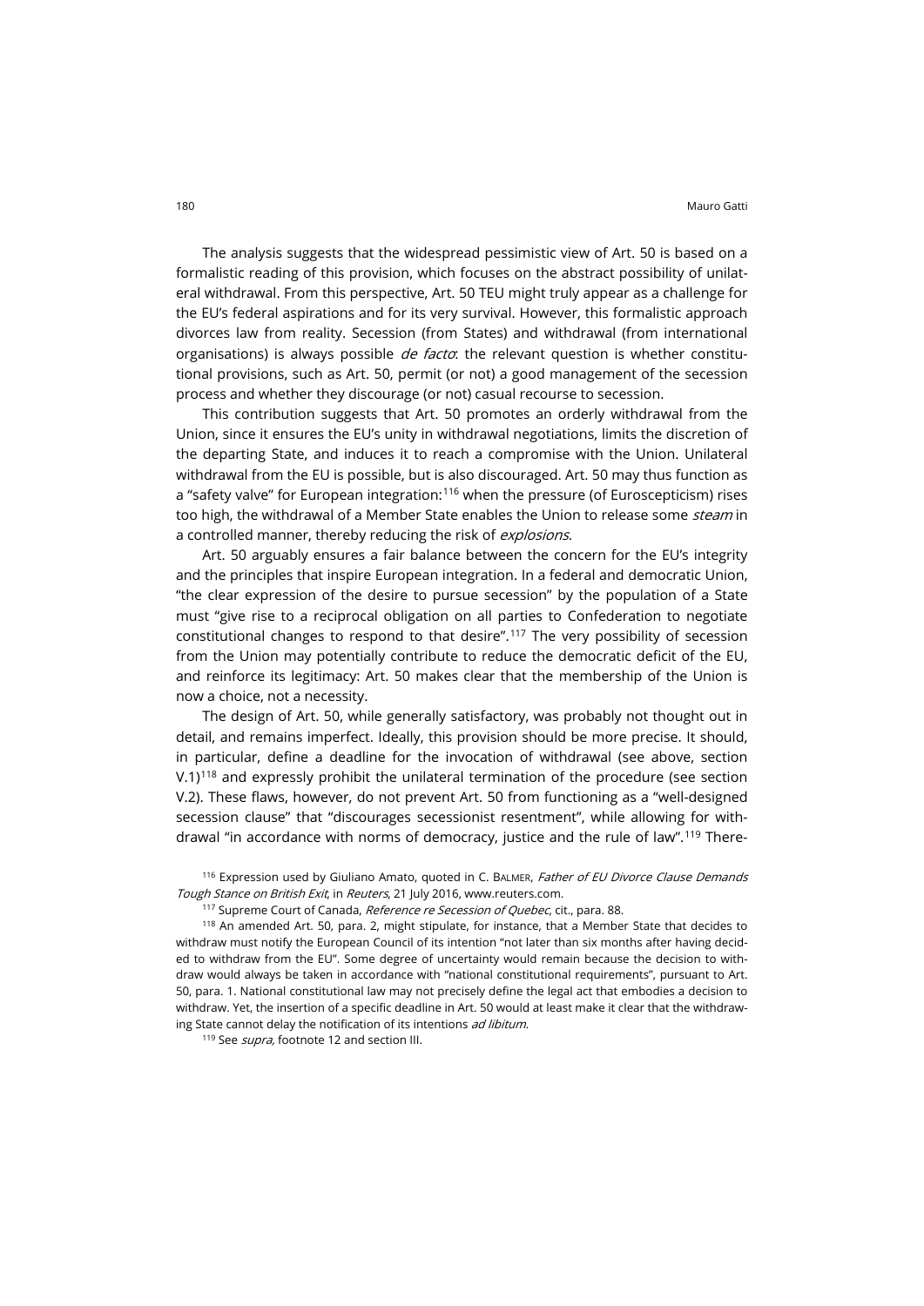The analysis suggests that the widespread pessimistic view of Art. 50 is based on a formalistic reading of this provision, which focuses on the abstract possibility of unilateral withdrawal. From this perspective, Art. 50 TEU might truly appear as a challenge for the EU's federal aspirations and for its very survival. However, this formalistic approach divorces law from reality. Secession (from States) and withdrawal (from international organisations) is always possible *de facto*: the relevant question is whether constitutional provisions, such as Art. 50, permit (or not) a good management of the secession process and whether they discourage (or not) casual recourse to secession.

This contribution suggests that Art. 50 promotes an orderly withdrawal from the Union, since it ensures the EU's unity in withdrawal negotiations, limits the discretion of the departing State, and induces it to reach a compromise with the Union. Unilateral withdrawal from the EU is possible, but is also discouraged. Art. 50 may thus function as a "safety valve" for European integration:[116] when the pressure (of Euroscepticism) rises too high, the withdrawal of a Member State enables the Union to release some *steam* in a controlled manner, thereby reducing the risk of *explosions*.

Art. 50 arguably ensures a fair balance between the concern for the EU's integrity and the principles that inspire European integration. In a federal and democratic Union, "the clear expression of the desire to pursue secession" by the population of a State must "give rise to a reciprocal obligation on all parties to Confederation to negotiate constitutional changes to respond to that desire".[117] The very possibility of secession from the Union may potentially contribute to reduce the democratic deficit of the EU, and reinforce its legitimacy: Art. 50 makes clear that the membership of the Union is now a choice, not a necessity.

The design of Art. 50, while generally satisfactory, was probably not thought out in detail, and remains imperfect. Ideally, this provision should be more precise. It should, in particular, define a deadline for the invocation of withdrawal (see above, section V.1)[118] and expressly prohibit the unilateral termination of the procedure (see section V.2). These flaws, however, do not prevent Art. 50 from functioning as a "well-designed secession clause" that "discourages secessionist resentment", while allowing for withdrawal "in accordance with norms of democracy, justice and the rule of law".[119] There-

[116] Expression used by Giuliano Amato, quoted in C. Balmer, *Father of EU Divorce Clause Demands Tough Stance on British Exit*, in *Reuters*, 21 July 2016, www.reuters.com.

[117] Supreme Court of Canada, *Reference re Secession of Quebec*, cit., para. 88.

[118] An amended Art. 50, para. 2, might stipulate, for instance, that a Member State that decides to withdraw must notify the European Council of its intention "not later than six months after having decided to withdraw from the EU". Some degree of uncertainty would remain because the decision to withdraw would always be taken in accordance with "national constitutional requirements", pursuant to Art. 50, para. 1. National constitutional law may not precisely define the legal act that embodies a decision to withdraw. Yet, the insertion of a specific deadline in Art. 50 would at least make it clear that the withdrawing State cannot delay the notification of its intentions *ad libitum*.

[119] See *supra*, footnote 12 and section III.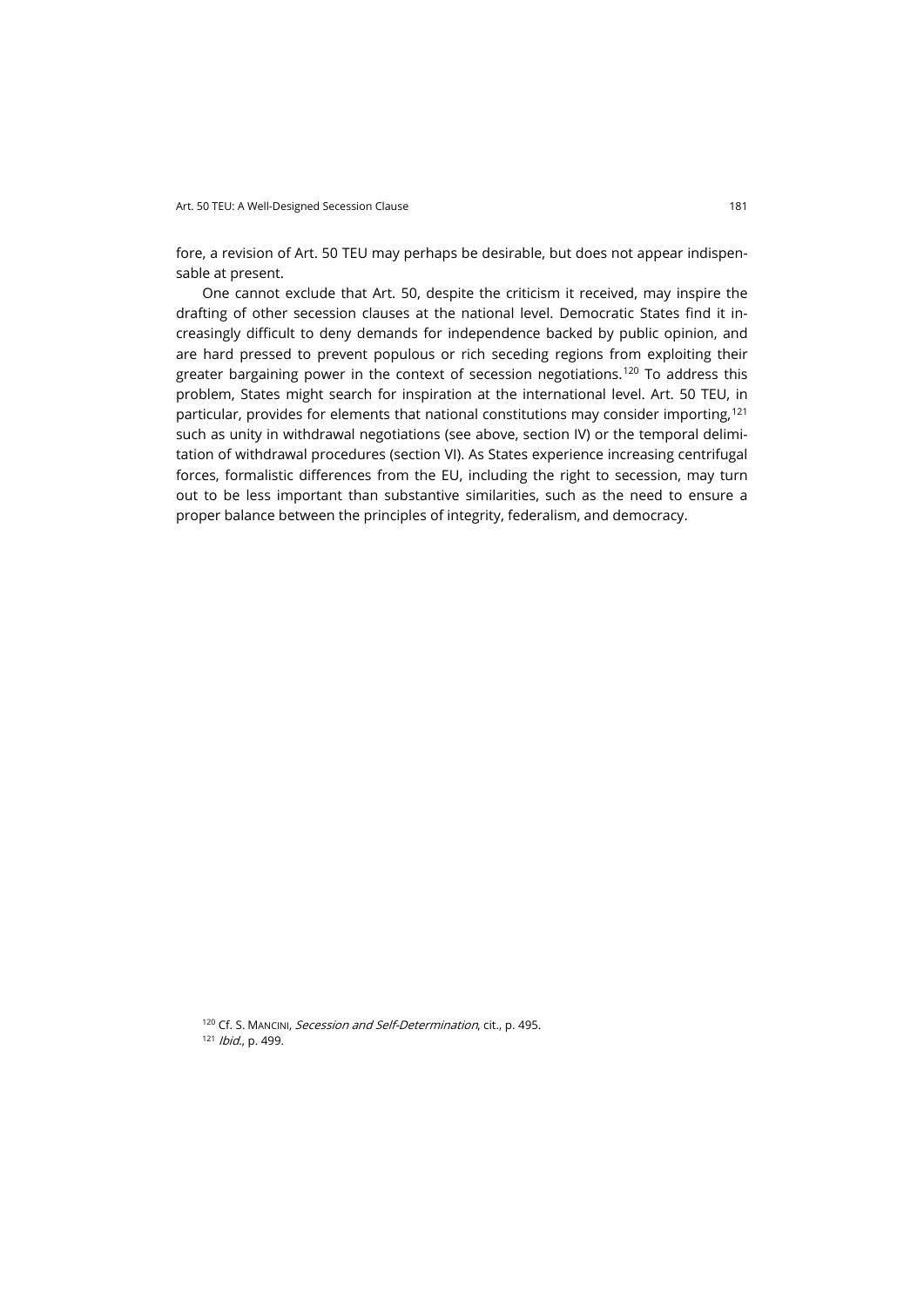fore, a revision of Art. 50 TEU may perhaps be desirable, but does not appear indispensable at present.

One cannot exclude that Art. 50, despite the criticism it received, may inspire the drafting of other secession clauses at the national level. Democratic States find it increasingly difficult to deny demands for independence backed by public opinion, and are hard pressed to prevent populous or rich seceding regions from exploiting their greater bargaining power in the context of secession negotiations.[120] To address this problem, States might search for inspiration at the international level. Art. 50 TEU, in particular, provides for elements that national constitutions may consider importing,[121] such as unity in withdrawal negotiations (see above, section IV) or the temporal delimitation of withdrawal procedures (section VI). As States experience increasing centrifugal forces, formalistic differences from the EU, including the right to secession, may turn out to be less important than substantive similarities, such as the need to ensure a proper balance between the principles of integrity, federalism, and democracy.

[120] Cf. S. Mancini, *Secession and Self-Determination*, cit., p. 495.

[121] *Ibid.*, p. 499.